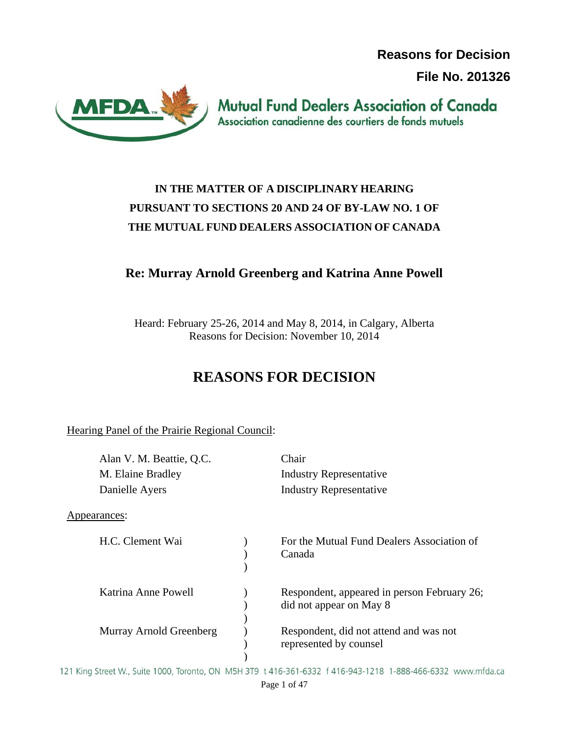**Reasons for Decision**

**File No. 201326**

**Mutual Fund Dealers Association of Canada**
Association canadienne des courtiers de fonds mutuels

**IN THE MATTER OF A DISCIPLINARY HEARING PURSUANT TO SECTIONS 20 AND 24 OF BY-LAW NO. 1 OF THE MUTUAL FUND DEALERS ASSOCIATION OF CANADA**

## Re: Murray Arnold Greenberg and Katrina Anne Powell

Heard: February 25-26, 2014 and May 8, 2014, in Calgary, Alberta
Reasons for Decision: November 10, 2014

# REASONS FOR DECISION

Hearing Panel of the Prairie Regional Council:

| | |
|---|---|
| Alan V. M. Beattie, Q.C. | Chair |
| M. Elaine Bradley | Industry Representative |
| Danielle Ayers | Industry Representative |

Appearances:

| | |
|---|---|
| H.C. Clement Wai | For the Mutual Fund Dealers Association of Canada |
| Katrina Anne Powell | Respondent, appeared in person February 26; did not appear on May 8 |
| Murray Arnold Greenberg | Respondent, did not attend and was not represented by counsel |

121 King Street W., Suite 1000, Toronto, ON M5H 3T9 t 416-361-6332 f 416-943-1218 1-888-466-6332 www.mfda.ca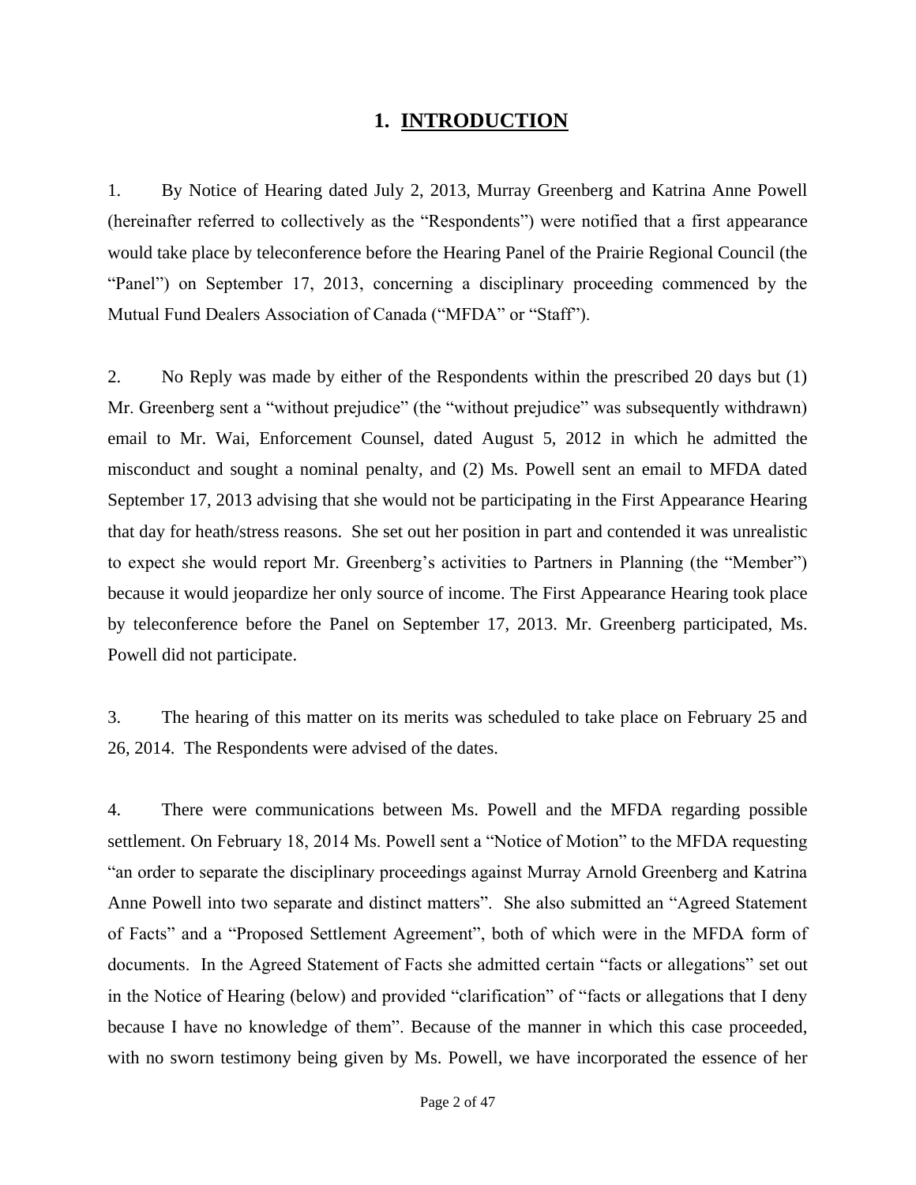# 1. INTRODUCTION

1. By Notice of Hearing dated July 2, 2013, Murray Greenberg and Katrina Anne Powell (hereinafter referred to collectively as the "Respondents") were notified that a first appearance would take place by teleconference before the Hearing Panel of the Prairie Regional Council (the "Panel") on September 17, 2013, concerning a disciplinary proceeding commenced by the Mutual Fund Dealers Association of Canada ("MFDA" or "Staff").

2. No Reply was made by either of the Respondents within the prescribed 20 days but (1) Mr. Greenberg sent a "without prejudice" (the "without prejudice" was subsequently withdrawn) email to Mr. Wai, Enforcement Counsel, dated August 5, 2012 in which he admitted the misconduct and sought a nominal penalty, and (2) Ms. Powell sent an email to MFDA dated September 17, 2013 advising that she would not be participating in the First Appearance Hearing that day for heath/stress reasons. She set out her position in part and contended it was unrealistic to expect she would report Mr. Greenberg's activities to Partners in Planning (the "Member") because it would jeopardize her only source of income. The First Appearance Hearing took place by teleconference before the Panel on September 17, 2013. Mr. Greenberg participated, Ms. Powell did not participate.

3. The hearing of this matter on its merits was scheduled to take place on February 25 and 26, 2014. The Respondents were advised of the dates.

4. There were communications between Ms. Powell and the MFDA regarding possible settlement. On February 18, 2014 Ms. Powell sent a "Notice of Motion" to the MFDA requesting "an order to separate the disciplinary proceedings against Murray Arnold Greenberg and Katrina Anne Powell into two separate and distinct matters". She also submitted an "Agreed Statement of Facts" and a "Proposed Settlement Agreement", both of which were in the MFDA form of documents. In the Agreed Statement of Facts she admitted certain "facts or allegations" set out in the Notice of Hearing (below) and provided "clarification" of "facts or allegations that I deny because I have no knowledge of them". Because of the manner in which this case proceeded, with no sworn testimony being given by Ms. Powell, we have incorporated the essence of her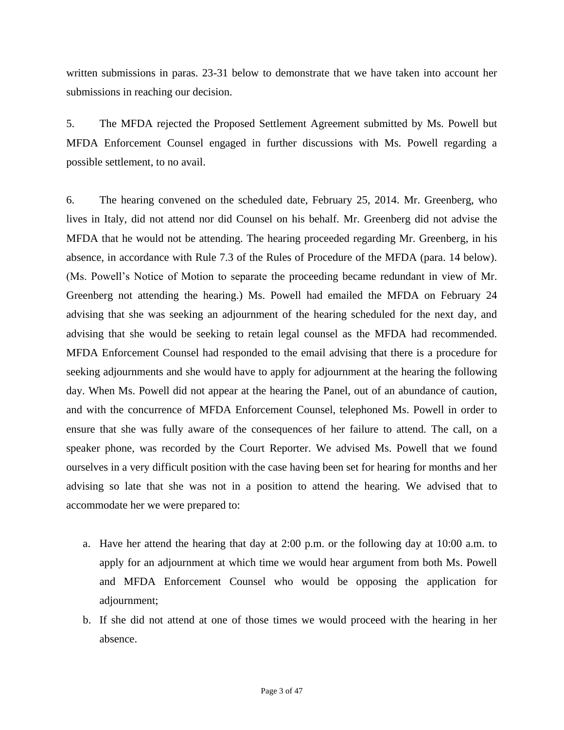written submissions in paras. 23-31 below to demonstrate that we have taken into account her submissions in reaching our decision.

5. The MFDA rejected the Proposed Settlement Agreement submitted by Ms. Powell but MFDA Enforcement Counsel engaged in further discussions with Ms. Powell regarding a possible settlement, to no avail.

6. The hearing convened on the scheduled date, February 25, 2014. Mr. Greenberg, who lives in Italy, did not attend nor did Counsel on his behalf. Mr. Greenberg did not advise the MFDA that he would not be attending. The hearing proceeded regarding Mr. Greenberg, in his absence, in accordance with Rule 7.3 of the Rules of Procedure of the MFDA (para. 14 below). (Ms. Powell's Notice of Motion to separate the proceeding became redundant in view of Mr. Greenberg not attending the hearing.) Ms. Powell had emailed the MFDA on February 24 advising that she was seeking an adjournment of the hearing scheduled for the next day, and advising that she would be seeking to retain legal counsel as the MFDA had recommended. MFDA Enforcement Counsel had responded to the email advising that there is a procedure for seeking adjournments and she would have to apply for adjournment at the hearing the following day. When Ms. Powell did not appear at the hearing the Panel, out of an abundance of caution, and with the concurrence of MFDA Enforcement Counsel, telephoned Ms. Powell in order to ensure that she was fully aware of the consequences of her failure to attend. The call, on a speaker phone, was recorded by the Court Reporter. We advised Ms. Powell that we found ourselves in a very difficult position with the case having been set for hearing for months and her advising so late that she was not in a position to attend the hearing. We advised that to accommodate her we were prepared to:

a. Have her attend the hearing that day at 2:00 p.m. or the following day at 10:00 a.m. to apply for an adjournment at which time we would hear argument from both Ms. Powell and MFDA Enforcement Counsel who would be opposing the application for adjournment;
b. If she did not attend at one of those times we would proceed with the hearing in her absence.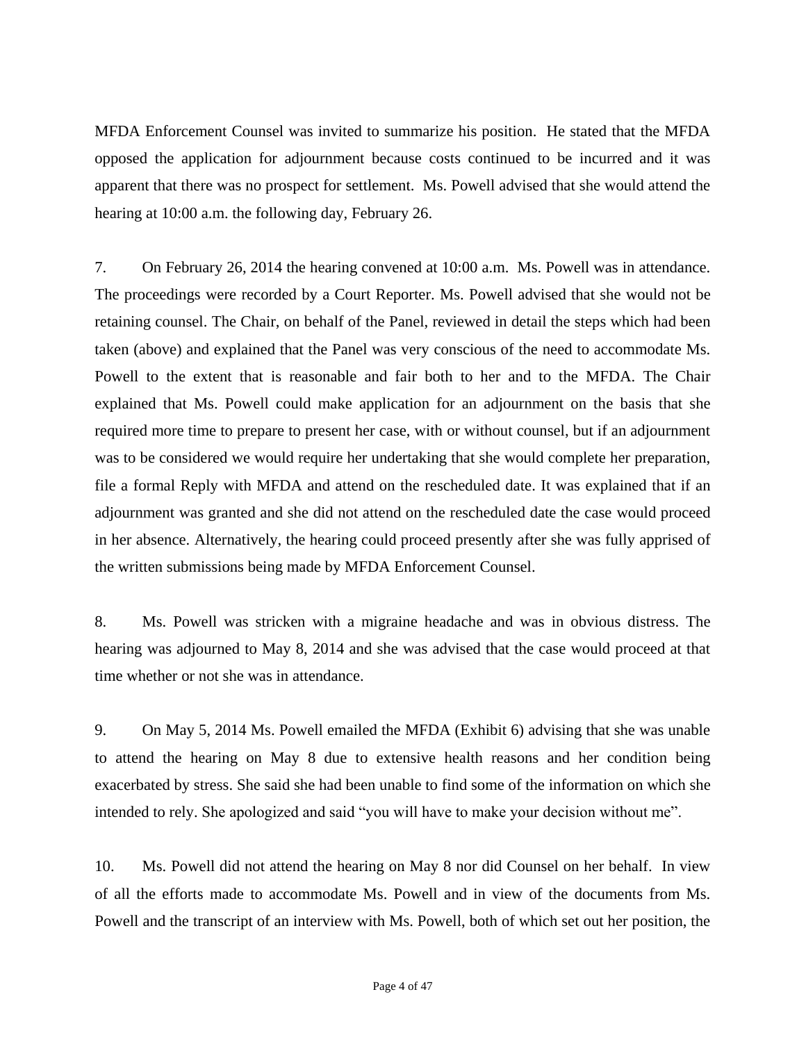MFDA Enforcement Counsel was invited to summarize his position. He stated that the MFDA opposed the application for adjournment because costs continued to be incurred and it was apparent that there was no prospect for settlement. Ms. Powell advised that she would attend the hearing at 10:00 a.m. the following day, February 26.

7. On February 26, 2014 the hearing convened at 10:00 a.m. Ms. Powell was in attendance. The proceedings were recorded by a Court Reporter. Ms. Powell advised that she would not be retaining counsel. The Chair, on behalf of the Panel, reviewed in detail the steps which had been taken (above) and explained that the Panel was very conscious of the need to accommodate Ms. Powell to the extent that is reasonable and fair both to her and to the MFDA. The Chair explained that Ms. Powell could make application for an adjournment on the basis that she required more time to prepare to present her case, with or without counsel, but if an adjournment was to be considered we would require her undertaking that she would complete her preparation, file a formal Reply with MFDA and attend on the rescheduled date. It was explained that if an adjournment was granted and she did not attend on the rescheduled date the case would proceed in her absence. Alternatively, the hearing could proceed presently after she was fully apprised of the written submissions being made by MFDA Enforcement Counsel.

8. Ms. Powell was stricken with a migraine headache and was in obvious distress. The hearing was adjourned to May 8, 2014 and she was advised that the case would proceed at that time whether or not she was in attendance.

9. On May 5, 2014 Ms. Powell emailed the MFDA (Exhibit 6) advising that she was unable to attend the hearing on May 8 due to extensive health reasons and her condition being exacerbated by stress. She said she had been unable to find some of the information on which she intended to rely. She apologized and said "you will have to make your decision without me".

10. Ms. Powell did not attend the hearing on May 8 nor did Counsel on her behalf. In view of all the efforts made to accommodate Ms. Powell and in view of the documents from Ms. Powell and the transcript of an interview with Ms. Powell, both of which set out her position, the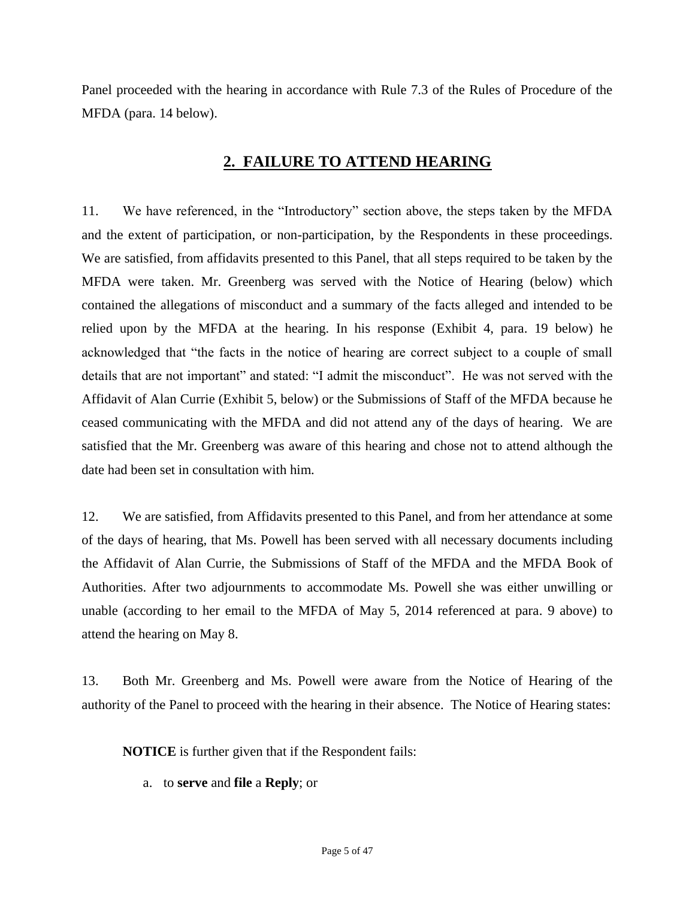Panel proceeded with the hearing in accordance with Rule 7.3 of the Rules of Procedure of the MFDA (para. 14 below).

## 2. FAILURE TO ATTEND HEARING

11. We have referenced, in the "Introductory" section above, the steps taken by the MFDA and the extent of participation, or non-participation, by the Respondents in these proceedings. We are satisfied, from affidavits presented to this Panel, that all steps required to be taken by the MFDA were taken. Mr. Greenberg was served with the Notice of Hearing (below) which contained the allegations of misconduct and a summary of the facts alleged and intended to be relied upon by the MFDA at the hearing. In his response (Exhibit 4, para. 19 below) he acknowledged that "the facts in the notice of hearing are correct subject to a couple of small details that are not important" and stated: "I admit the misconduct". He was not served with the Affidavit of Alan Currie (Exhibit 5, below) or the Submissions of Staff of the MFDA because he ceased communicating with the MFDA and did not attend any of the days of hearing. We are satisfied that the Mr. Greenberg was aware of this hearing and chose not to attend although the date had been set in consultation with him.

12. We are satisfied, from Affidavits presented to this Panel, and from her attendance at some of the days of hearing, that Ms. Powell has been served with all necessary documents including the Affidavit of Alan Currie, the Submissions of Staff of the MFDA and the MFDA Book of Authorities. After two adjournments to accommodate Ms. Powell she was either unwilling or unable (according to her email to the MFDA of May 5, 2014 referenced at para. 9 above) to attend the hearing on May 8.

13. Both Mr. Greenberg and Ms. Powell were aware from the Notice of Hearing of the authority of the Panel to proceed with the hearing in their absence. The Notice of Hearing states:

> **NOTICE** is further given that if the Respondent fails:
>
> a. to **serve** and **file** a **Reply**; or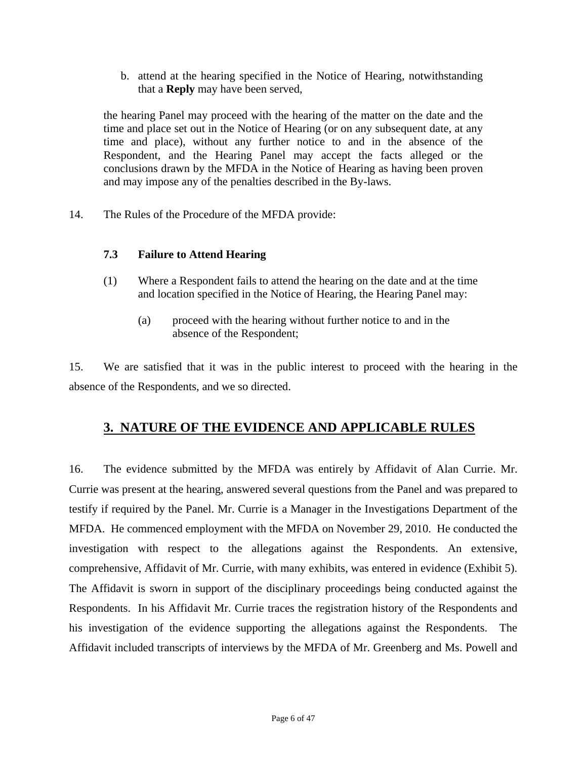b. attend at the hearing specified in the Notice of Hearing, notwithstanding that a **Reply** may have been served,

the hearing Panel may proceed with the hearing of the matter on the date and the time and place set out in the Notice of Hearing (or on any subsequent date, at any time and place), without any further notice to and in the absence of the Respondent, and the Hearing Panel may accept the facts alleged or the conclusions drawn by the MFDA in the Notice of Hearing as having been proven and may impose any of the penalties described in the By-laws.

14. The Rules of the Procedure of the MFDA provide:

**7.3 Failure to Attend Hearing**

(1) Where a Respondent fails to attend the hearing on the date and at the time and location specified in the Notice of Hearing, the Hearing Panel may:

(a) proceed with the hearing without further notice to and in the absence of the Respondent;

15. We are satisfied that it was in the public interest to proceed with the hearing in the absence of the Respondents, and we so directed.

## 3. NATURE OF THE EVIDENCE AND APPLICABLE RULES

16. The evidence submitted by the MFDA was entirely by Affidavit of Alan Currie. Mr. Currie was present at the hearing, answered several questions from the Panel and was prepared to testify if required by the Panel. Mr. Currie is a Manager in the Investigations Department of the MFDA. He commenced employment with the MFDA on November 29, 2010. He conducted the investigation with respect to the allegations against the Respondents. An extensive, comprehensive, Affidavit of Mr. Currie, with many exhibits, was entered in evidence (Exhibit 5). The Affidavit is sworn in support of the disciplinary proceedings being conducted against the Respondents. In his Affidavit Mr. Currie traces the registration history of the Respondents and his investigation of the evidence supporting the allegations against the Respondents. The Affidavit included transcripts of interviews by the MFDA of Mr. Greenberg and Ms. Powell and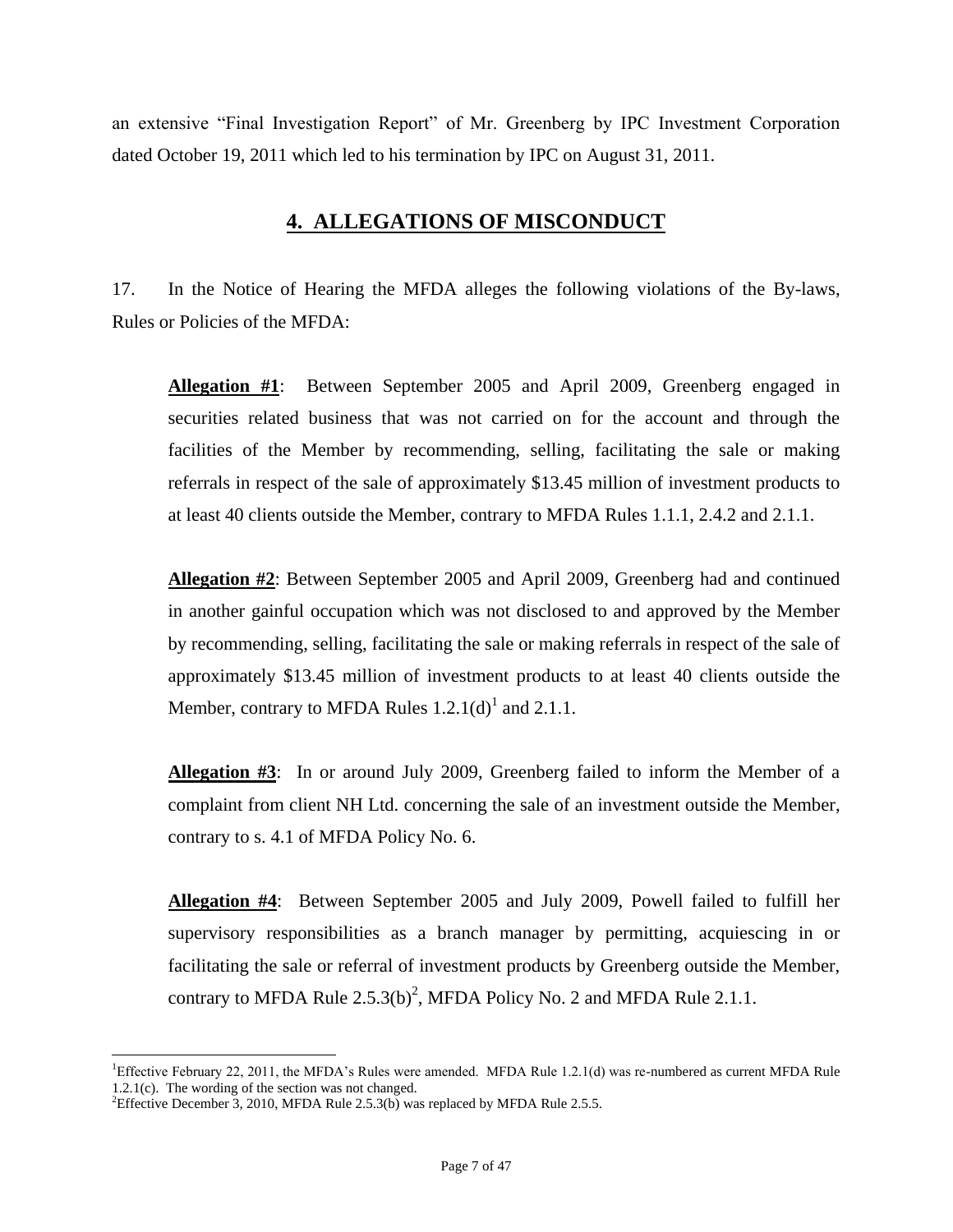an extensive "Final Investigation Report" of Mr. Greenberg by IPC Investment Corporation dated October 19, 2011 which led to his termination by IPC on August 31, 2011.

## 4. ALLEGATIONS OF MISCONDUCT

17. In the Notice of Hearing the MFDA alleges the following violations of the By-laws, Rules or Policies of the MFDA:

> **Allegation #1**: Between September 2005 and April 2009, Greenberg engaged in securities related business that was not carried on for the account and through the facilities of the Member by recommending, selling, facilitating the sale or making referrals in respect of the sale of approximately $13.45 million of investment products to at least 40 clients outside the Member, contrary to MFDA Rules 1.1.1, 2.4.2 and 2.1.1.
>
> **Allegation #2**: Between September 2005 and April 2009, Greenberg had and continued in another gainful occupation which was not disclosed to and approved by the Member by recommending, selling, facilitating the sale or making referrals in respect of the sale of approximately $13.45 million of investment products to at least 40 clients outside the Member, contrary to MFDA Rules 1.2.1(d)[1] and 2.1.1.
>
> **Allegation #3**: In or around July 2009, Greenberg failed to inform the Member of a complaint from client NH Ltd. concerning the sale of an investment outside the Member, contrary to s. 4.1 of MFDA Policy No. 6.
>
> **Allegation #4**: Between September 2005 and July 2009, Powell failed to fulfill her supervisory responsibilities as a branch manager by permitting, acquiescing in or facilitating the sale or referral of investment products by Greenberg outside the Member, contrary to MFDA Rule 2.5.3(b)[2], MFDA Policy No. 2 and MFDA Rule 2.1.1.

---

[1] Effective February 22, 2011, the MFDA's Rules were amended. MFDA Rule 1.2.1(d) was re-numbered as current MFDA Rule 1.2.1(c). The wording of the section was not changed.

[2] Effective December 3, 2010, MFDA Rule 2.5.3(b) was replaced by MFDA Rule 2.5.5.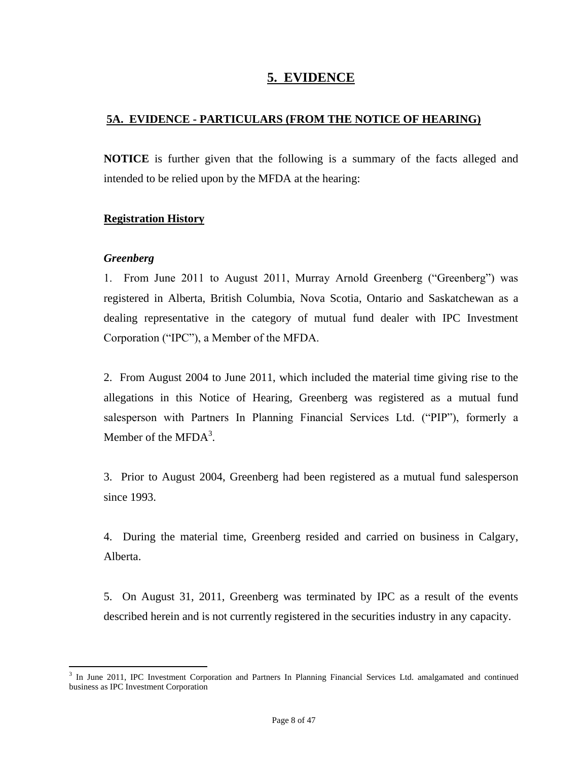## 5. EVIDENCE

### 5A. EVIDENCE - PARTICULARS (FROM THE NOTICE OF HEARING)

**NOTICE** is further given that the following is a summary of the facts alleged and intended to be relied upon by the MFDA at the hearing:

**Registration History**

***Greenberg***

1. From June 2011 to August 2011, Murray Arnold Greenberg ("Greenberg") was registered in Alberta, British Columbia, Nova Scotia, Ontario and Saskatchewan as a dealing representative in the category of mutual fund dealer with IPC Investment Corporation ("IPC"), a Member of the MFDA.

2. From August 2004 to June 2011, which included the material time giving rise to the allegations in this Notice of Hearing, Greenberg was registered as a mutual fund salesperson with Partners In Planning Financial Services Ltd. ("PIP"), formerly a Member of the MFDA[3].

3. Prior to August 2004, Greenberg had been registered as a mutual fund salesperson since 1993.

4. During the material time, Greenberg resided and carried on business in Calgary, Alberta.

5. On August 31, 2011, Greenberg was terminated by IPC as a result of the events described herein and is not currently registered in the securities industry in any capacity.

---

[3] In June 2011, IPC Investment Corporation and Partners In Planning Financial Services Ltd. amalgamated and continued business as IPC Investment Corporation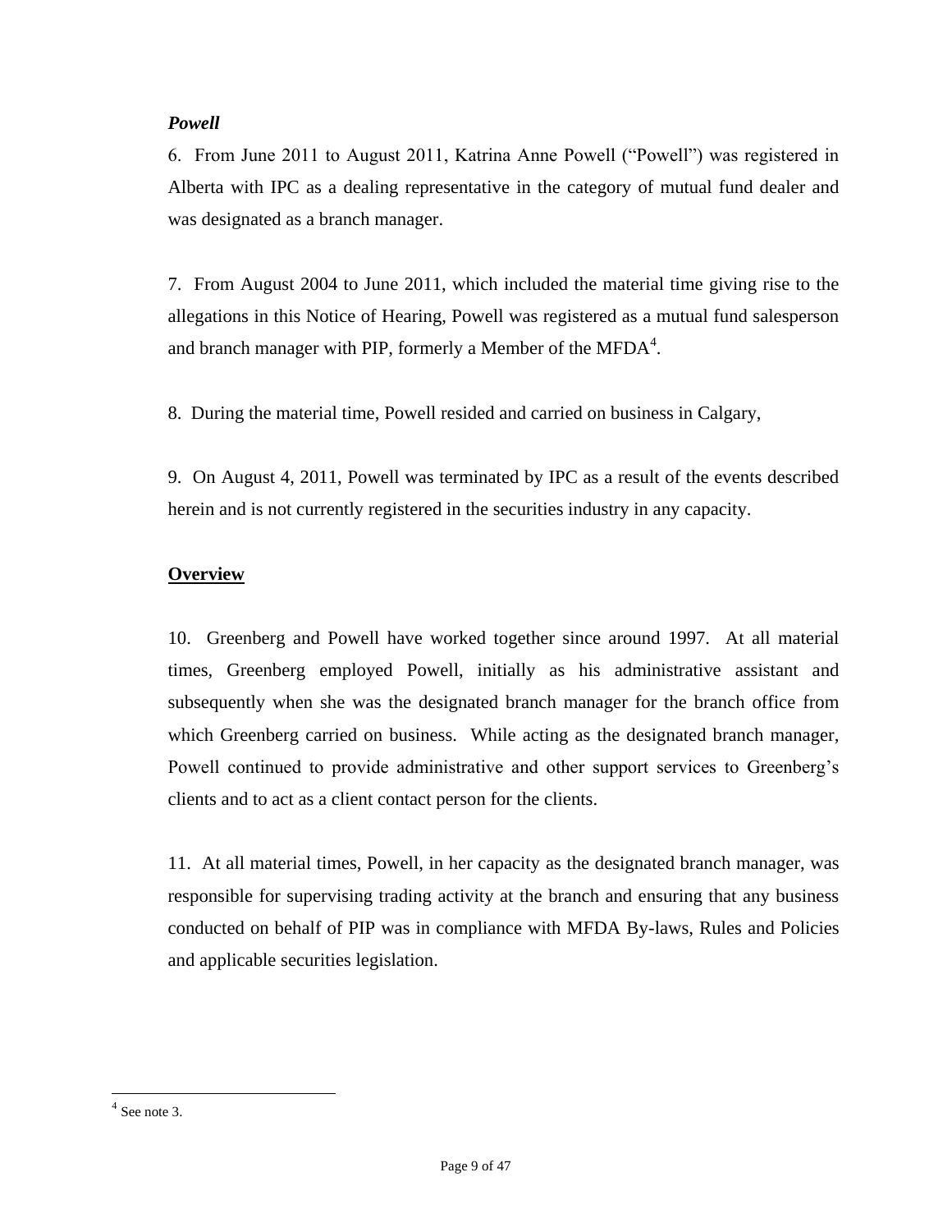***Powell***

6. From June 2011 to August 2011, Katrina Anne Powell ("Powell") was registered in Alberta with IPC as a dealing representative in the category of mutual fund dealer and was designated as a branch manager.

7. From August 2004 to June 2011, which included the material time giving rise to the allegations in this Notice of Hearing, Powell was registered as a mutual fund salesperson and branch manager with PIP, formerly a Member of the MFDA[4].

8. During the material time, Powell resided and carried on business in Calgary,

9. On August 4, 2011, Powell was terminated by IPC as a result of the events described herein and is not currently registered in the securities industry in any capacity.

**Overview**

10. Greenberg and Powell have worked together since around 1997. At all material times, Greenberg employed Powell, initially as his administrative assistant and subsequently when she was the designated branch manager for the branch office from which Greenberg carried on business. While acting as the designated branch manager, Powell continued to provide administrative and other support services to Greenberg's clients and to act as a client contact person for the clients.

11. At all material times, Powell, in her capacity as the designated branch manager, was responsible for supervising trading activity at the branch and ensuring that any business conducted on behalf of PIP was in compliance with MFDA By-laws, Rules and Policies and applicable securities legislation.

[4] See note 3.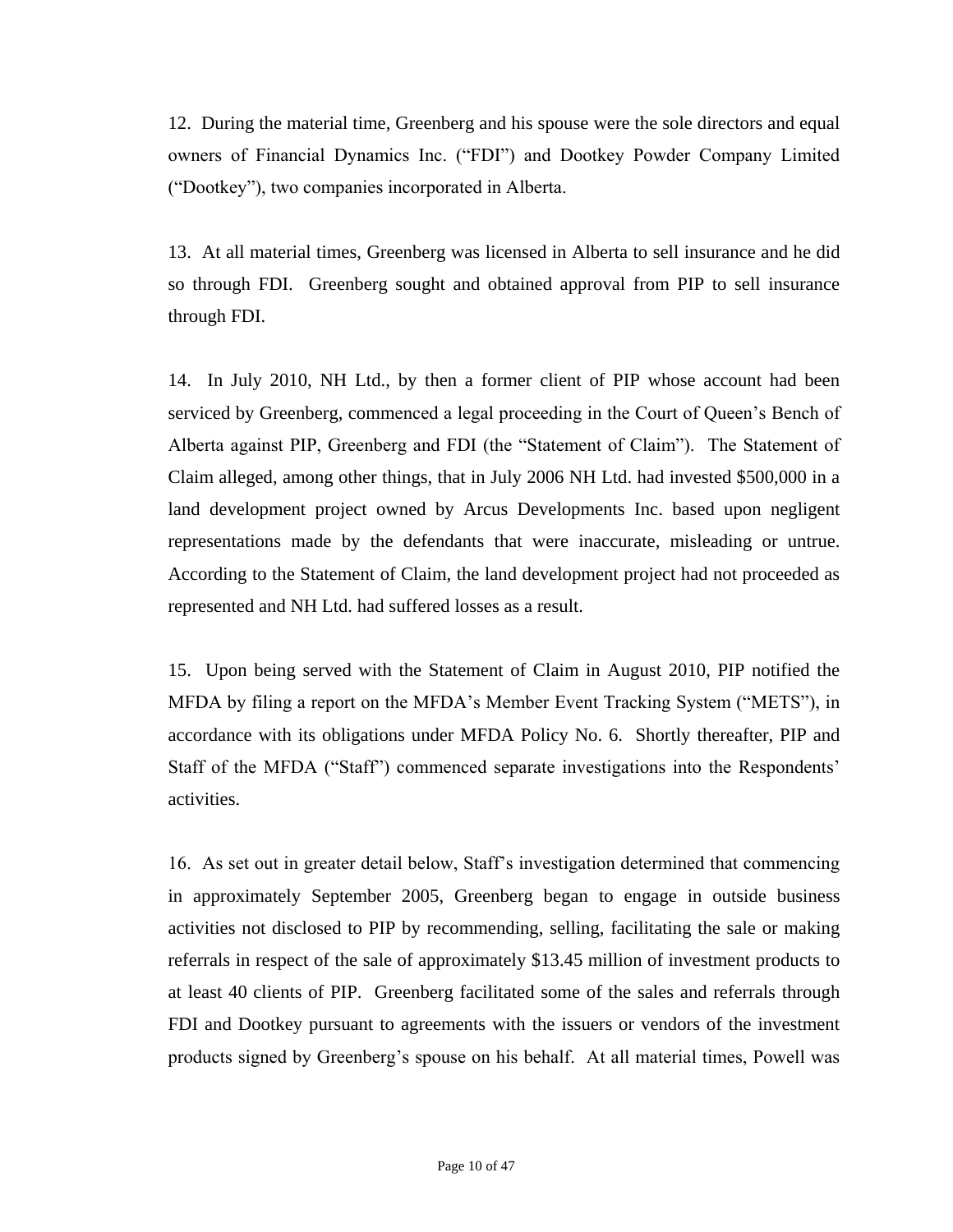12. During the material time, Greenberg and his spouse were the sole directors and equal owners of Financial Dynamics Inc. ("FDI") and Dootkey Powder Company Limited ("Dootkey"), two companies incorporated in Alberta.

13. At all material times, Greenberg was licensed in Alberta to sell insurance and he did so through FDI. Greenberg sought and obtained approval from PIP to sell insurance through FDI.

14. In July 2010, NH Ltd., by then a former client of PIP whose account had been serviced by Greenberg, commenced a legal proceeding in the Court of Queen's Bench of Alberta against PIP, Greenberg and FDI (the "Statement of Claim"). The Statement of Claim alleged, among other things, that in July 2006 NH Ltd. had invested $500,000 in a land development project owned by Arcus Developments Inc. based upon negligent representations made by the defendants that were inaccurate, misleading or untrue. According to the Statement of Claim, the land development project had not proceeded as represented and NH Ltd. had suffered losses as a result.

15. Upon being served with the Statement of Claim in August 2010, PIP notified the MFDA by filing a report on the MFDA's Member Event Tracking System ("METS"), in accordance with its obligations under MFDA Policy No. 6. Shortly thereafter, PIP and Staff of the MFDA ("Staff") commenced separate investigations into the Respondents' activities.

16. As set out in greater detail below, Staff's investigation determined that commencing in approximately September 2005, Greenberg began to engage in outside business activities not disclosed to PIP by recommending, selling, facilitating the sale or making referrals in respect of the sale of approximately $13.45 million of investment products to at least 40 clients of PIP. Greenberg facilitated some of the sales and referrals through FDI and Dootkey pursuant to agreements with the issuers or vendors of the investment products signed by Greenberg's spouse on his behalf. At all material times, Powell was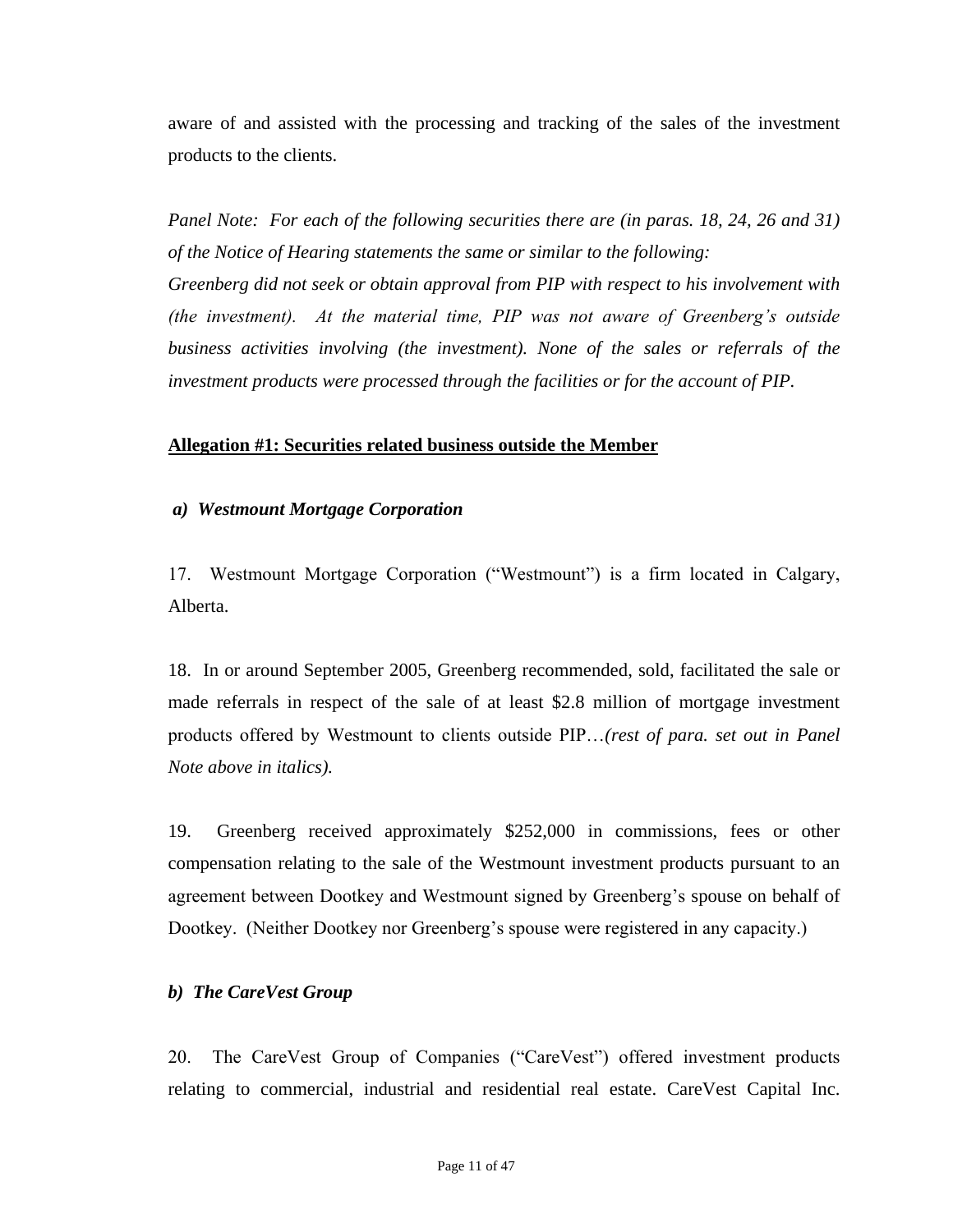aware of and assisted with the processing and tracking of the sales of the investment products to the clients.

*Panel Note: For each of the following securities there are (in paras. 18, 24, 26 and 31) of the Notice of Hearing statements the same or similar to the following:*
*Greenberg did not seek or obtain approval from PIP with respect to his involvement with (the investment). At the material time, PIP was not aware of Greenberg's outside business activities involving (the investment). None of the sales or referrals of the investment products were processed through the facilities or for the account of PIP.*

**Allegation #1: Securities related business outside the Member**

***a) Westmount Mortgage Corporation***

17. Westmount Mortgage Corporation ("Westmount") is a firm located in Calgary, Alberta.

18. In or around September 2005, Greenberg recommended, sold, facilitated the sale or made referrals in respect of the sale of at least $2.8 million of mortgage investment products offered by Westmount to clients outside PIP…*(rest of para. set out in Panel Note above in italics).*

19. Greenberg received approximately $252,000 in commissions, fees or other compensation relating to the sale of the Westmount investment products pursuant to an agreement between Dootkey and Westmount signed by Greenberg's spouse on behalf of Dootkey. (Neither Dootkey nor Greenberg's spouse were registered in any capacity.)

***b) The CareVest Group***

20. The CareVest Group of Companies ("CareVest") offered investment products relating to commercial, industrial and residential real estate. CareVest Capital Inc.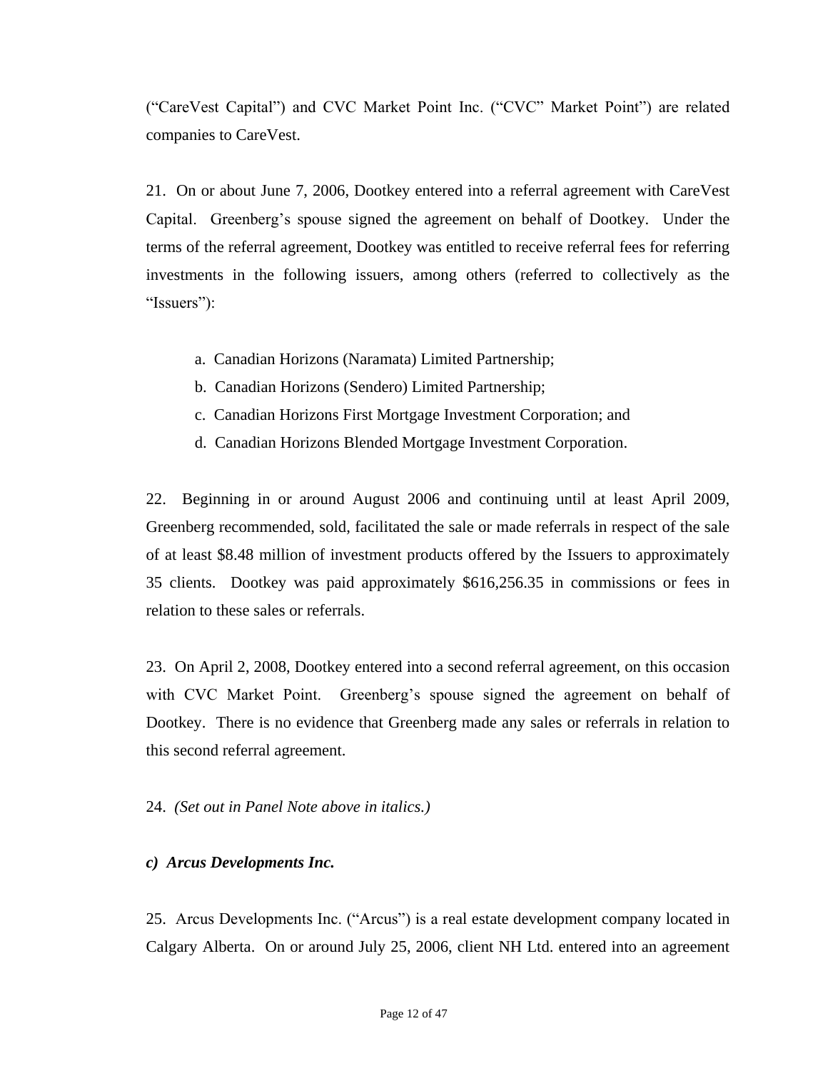("CareVest Capital") and CVC Market Point Inc. ("CVC" Market Point") are related companies to CareVest.

21. On or about June 7, 2006, Dootkey entered into a referral agreement with CareVest Capital. Greenberg's spouse signed the agreement on behalf of Dootkey. Under the terms of the referral agreement, Dootkey was entitled to receive referral fees for referring investments in the following issuers, among others (referred to collectively as the "Issuers"):

a. Canadian Horizons (Naramata) Limited Partnership;
b. Canadian Horizons (Sendero) Limited Partnership;
c. Canadian Horizons First Mortgage Investment Corporation; and
d. Canadian Horizons Blended Mortgage Investment Corporation.

22. Beginning in or around August 2006 and continuing until at least April 2009, Greenberg recommended, sold, facilitated the sale or made referrals in respect of the sale of at least $8.48 million of investment products offered by the Issuers to approximately 35 clients. Dootkey was paid approximately $616,256.35 in commissions or fees in relation to these sales or referrals.

23. On April 2, 2008, Dootkey entered into a second referral agreement, on this occasion with CVC Market Point. Greenberg's spouse signed the agreement on behalf of Dootkey. There is no evidence that Greenberg made any sales or referrals in relation to this second referral agreement.

24. *(Set out in Panel Note above in italics.)*

***c) Arcus Developments Inc.***

25. Arcus Developments Inc. ("Arcus") is a real estate development company located in Calgary Alberta. On or around July 25, 2006, client NH Ltd. entered into an agreement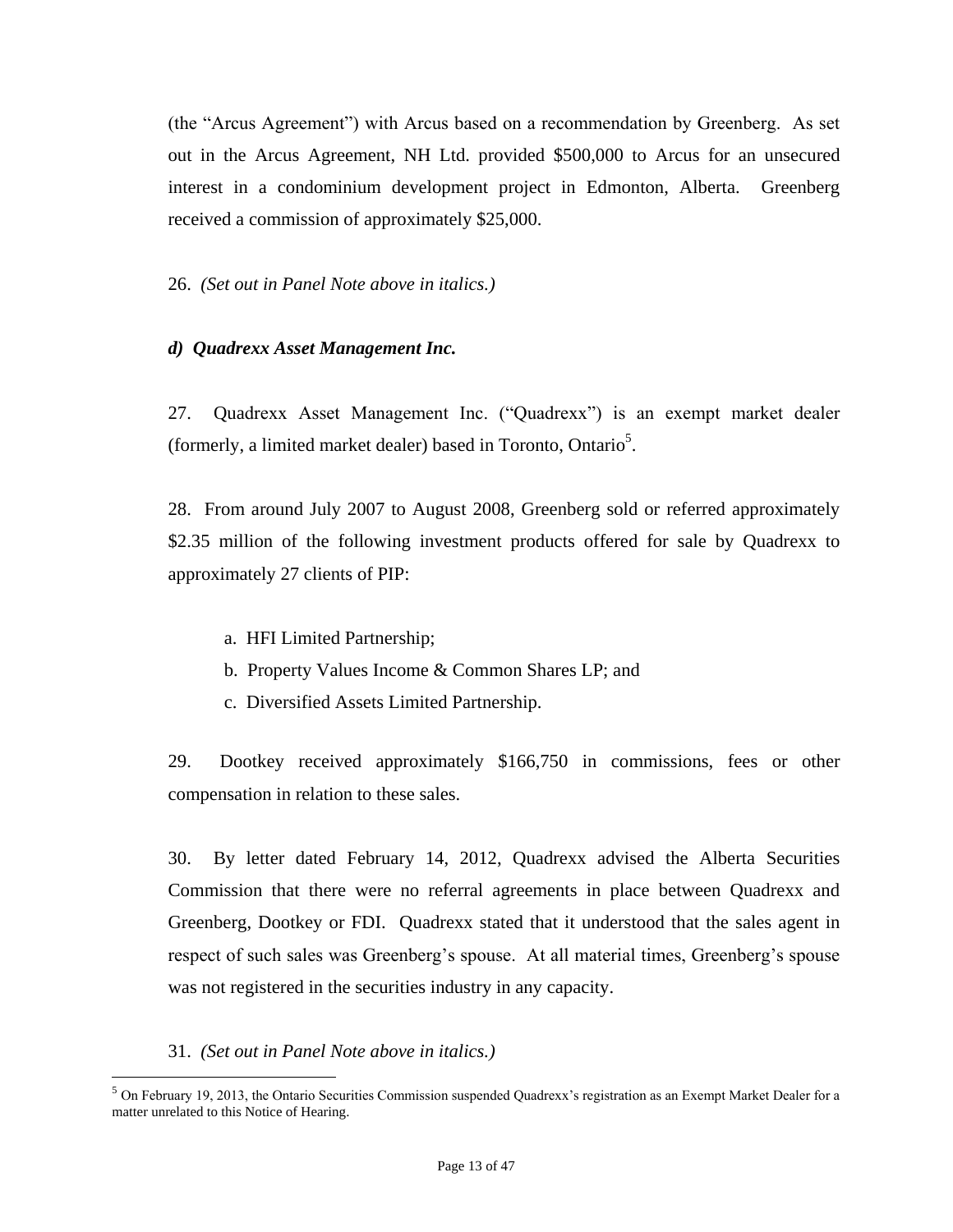(the "Arcus Agreement") with Arcus based on a recommendation by Greenberg. As set out in the Arcus Agreement, NH Ltd. provided $500,000 to Arcus for an unsecured interest in a condominium development project in Edmonton, Alberta. Greenberg received a commission of approximately $25,000.

26. *(Set out in Panel Note above in italics.)*

***d) Quadrexx Asset Management Inc.***

27. Quadrexx Asset Management Inc. ("Quadrexx") is an exempt market dealer (formerly, a limited market dealer) based in Toronto, Ontario[5].

28. From around July 2007 to August 2008, Greenberg sold or referred approximately $2.35 million of the following investment products offered for sale by Quadrexx to approximately 27 clients of PIP:

a. HFI Limited Partnership;

b. Property Values Income & Common Shares LP; and

c. Diversified Assets Limited Partnership.

29. Dootkey received approximately $166,750 in commissions, fees or other compensation in relation to these sales.

30. By letter dated February 14, 2012, Quadrexx advised the Alberta Securities Commission that there were no referral agreements in place between Quadrexx and Greenberg, Dootkey or FDI. Quadrexx stated that it understood that the sales agent in respect of such sales was Greenberg's spouse. At all material times, Greenberg's spouse was not registered in the securities industry in any capacity.

31. *(Set out in Panel Note above in italics.)*

---

[5] On February 19, 2013, the Ontario Securities Commission suspended Quadrexx's registration as an Exempt Market Dealer for a matter unrelated to this Notice of Hearing.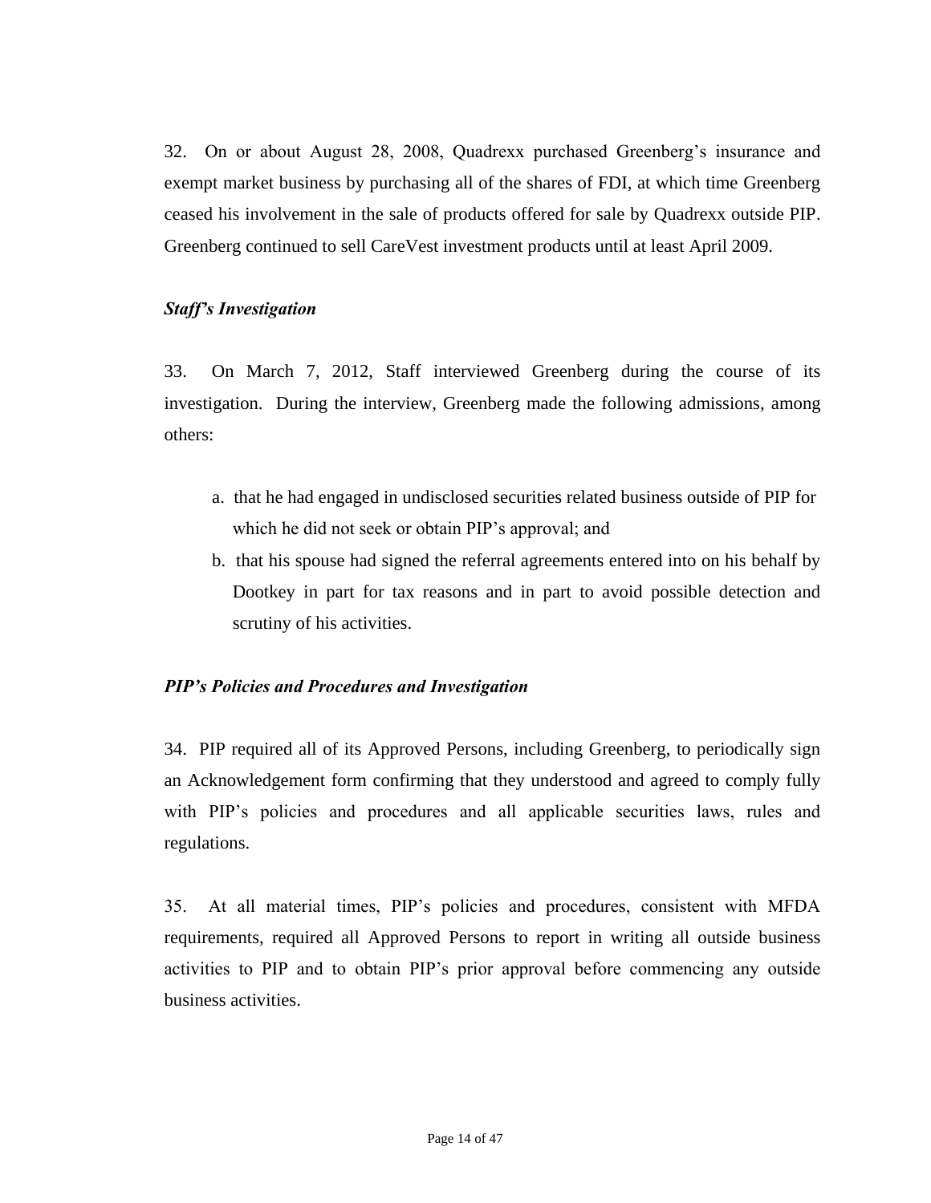32. On or about August 28, 2008, Quadrexx purchased Greenberg's insurance and exempt market business by purchasing all of the shares of FDI, at which time Greenberg ceased his involvement in the sale of products offered for sale by Quadrexx outside PIP. Greenberg continued to sell CareVest investment products until at least April 2009.

***Staff's Investigation***

33. On March 7, 2012, Staff interviewed Greenberg during the course of its investigation. During the interview, Greenberg made the following admissions, among others:

a. that he had engaged in undisclosed securities related business outside of PIP for which he did not seek or obtain PIP's approval; and

b. that his spouse had signed the referral agreements entered into on his behalf by Dootkey in part for tax reasons and in part to avoid possible detection and scrutiny of his activities.

***PIP's Policies and Procedures and Investigation***

34. PIP required all of its Approved Persons, including Greenberg, to periodically sign an Acknowledgement form confirming that they understood and agreed to comply fully with PIP's policies and procedures and all applicable securities laws, rules and regulations.

35. At all material times, PIP's policies and procedures, consistent with MFDA requirements, required all Approved Persons to report in writing all outside business activities to PIP and to obtain PIP's prior approval before commencing any outside business activities.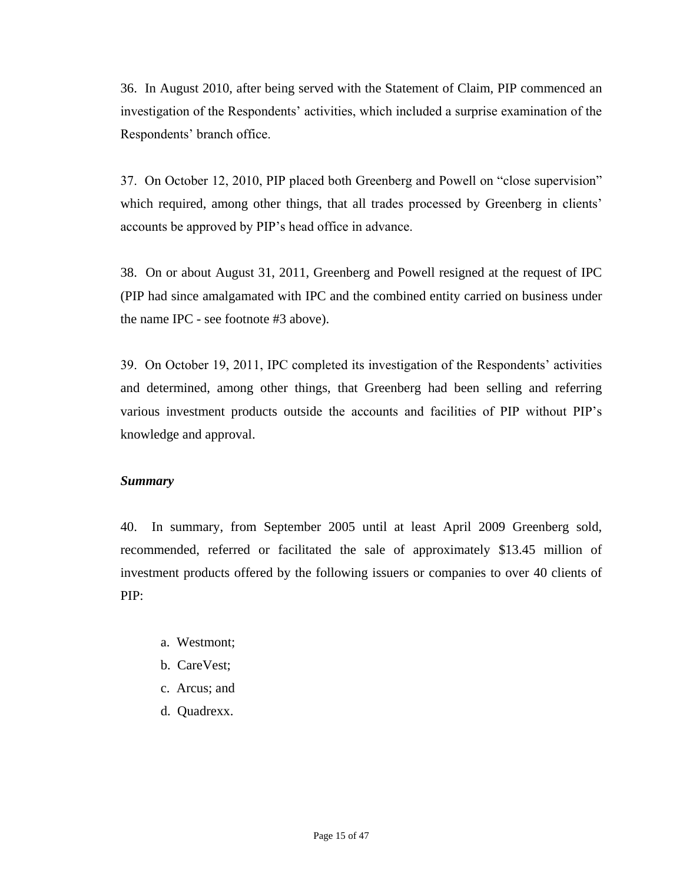36. In August 2010, after being served with the Statement of Claim, PIP commenced an investigation of the Respondents' activities, which included a surprise examination of the Respondents' branch office.

37. On October 12, 2010, PIP placed both Greenberg and Powell on "close supervision" which required, among other things, that all trades processed by Greenberg in clients' accounts be approved by PIP's head office in advance.

38. On or about August 31, 2011, Greenberg and Powell resigned at the request of IPC (PIP had since amalgamated with IPC and the combined entity carried on business under the name IPC - see footnote #3 above).

39. On October 19, 2011, IPC completed its investigation of the Respondents' activities and determined, among other things, that Greenberg had been selling and referring various investment products outside the accounts and facilities of PIP without PIP's knowledge and approval.

***Summary***

40. In summary, from September 2005 until at least April 2009 Greenberg sold, recommended, referred or facilitated the sale of approximately $13.45 million of investment products offered by the following issuers or companies to over 40 clients of PIP:

a. Westmont;
b. CareVest;
c. Arcus; and
d. Quadrexx.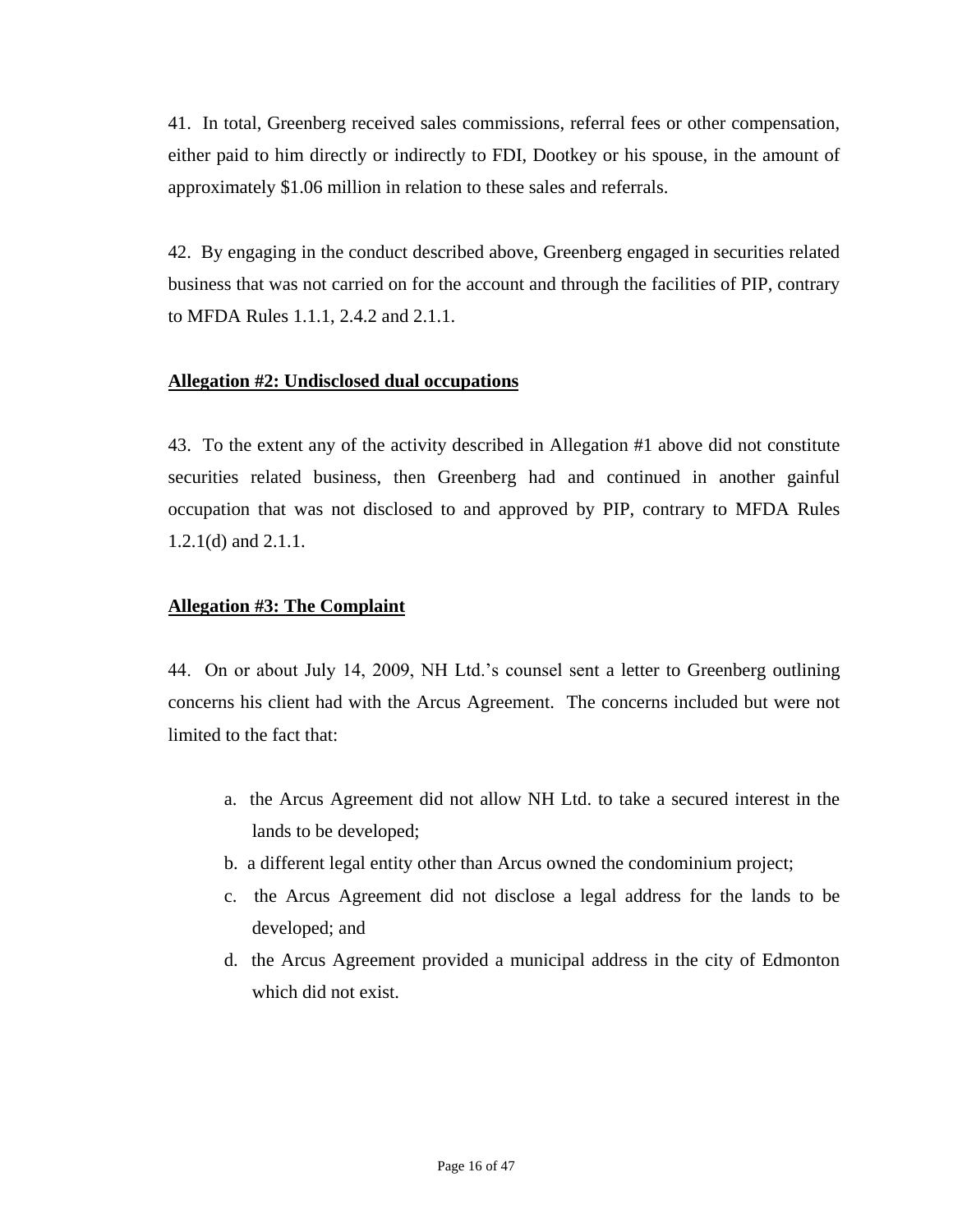41. In total, Greenberg received sales commissions, referral fees or other compensation, either paid to him directly or indirectly to FDI, Dootkey or his spouse, in the amount of approximately $1.06 million in relation to these sales and referrals.

42. By engaging in the conduct described above, Greenberg engaged in securities related business that was not carried on for the account and through the facilities of PIP, contrary to MFDA Rules 1.1.1, 2.4.2 and 2.1.1.

**Allegation #2: Undisclosed dual occupations**

43. To the extent any of the activity described in Allegation #1 above did not constitute securities related business, then Greenberg had and continued in another gainful occupation that was not disclosed to and approved by PIP, contrary to MFDA Rules 1.2.1(d) and 2.1.1.

**Allegation #3: The Complaint**

44. On or about July 14, 2009, NH Ltd.'s counsel sent a letter to Greenberg outlining concerns his client had with the Arcus Agreement. The concerns included but were not limited to the fact that:

a. the Arcus Agreement did not allow NH Ltd. to take a secured interest in the lands to be developed;
b. a different legal entity other than Arcus owned the condominium project;
c. the Arcus Agreement did not disclose a legal address for the lands to be developed; and
d. the Arcus Agreement provided a municipal address in the city of Edmonton which did not exist.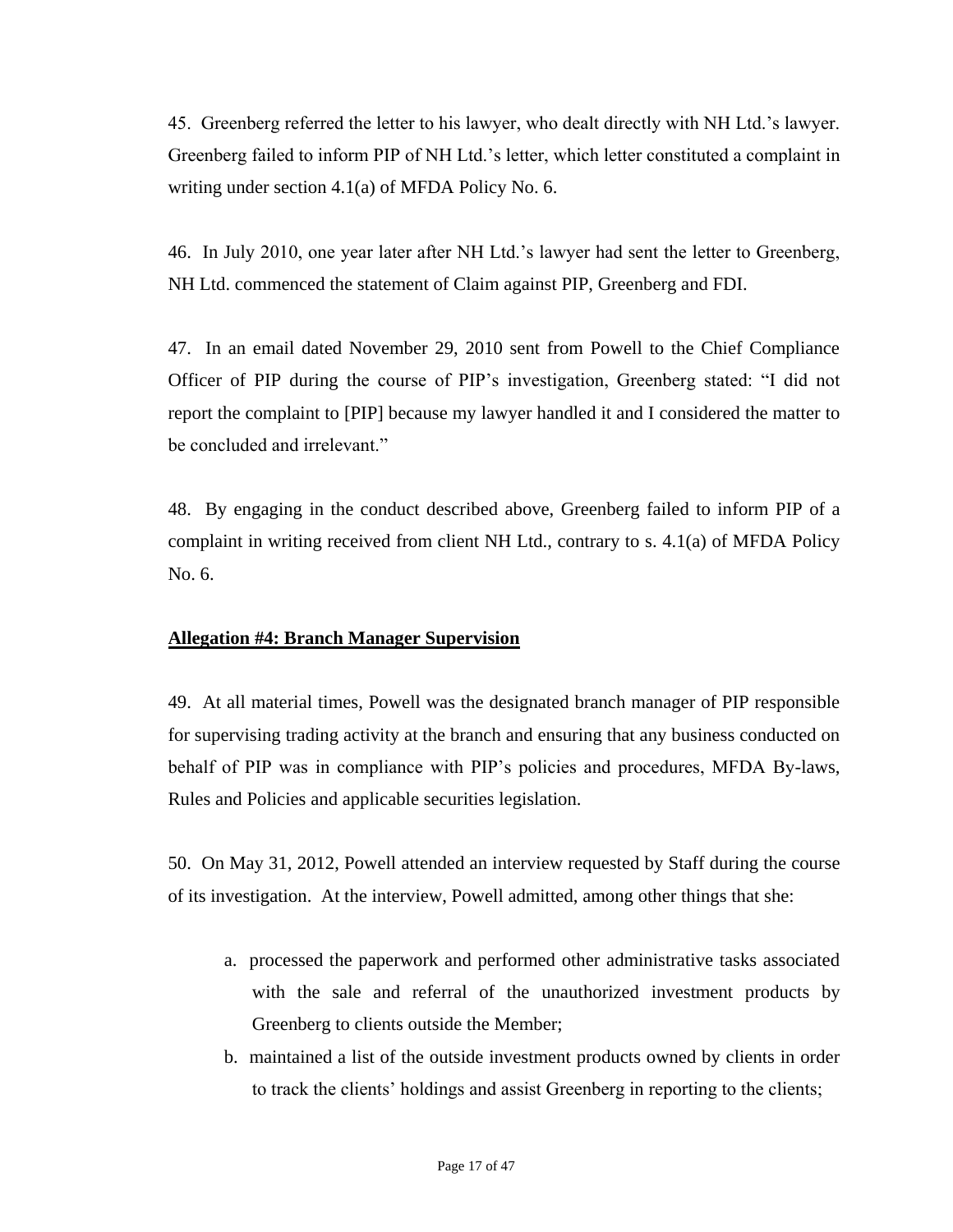45. Greenberg referred the letter to his lawyer, who dealt directly with NH Ltd.'s lawyer. Greenberg failed to inform PIP of NH Ltd.'s letter, which letter constituted a complaint in writing under section 4.1(a) of MFDA Policy No. 6.

46. In July 2010, one year later after NH Ltd.'s lawyer had sent the letter to Greenberg, NH Ltd. commenced the statement of Claim against PIP, Greenberg and FDI.

47. In an email dated November 29, 2010 sent from Powell to the Chief Compliance Officer of PIP during the course of PIP's investigation, Greenberg stated: "I did not report the complaint to [PIP] because my lawyer handled it and I considered the matter to be concluded and irrelevant."

48. By engaging in the conduct described above, Greenberg failed to inform PIP of a complaint in writing received from client NH Ltd., contrary to s. 4.1(a) of MFDA Policy No. 6.

**Allegation #4: Branch Manager Supervision**

49. At all material times, Powell was the designated branch manager of PIP responsible for supervising trading activity at the branch and ensuring that any business conducted on behalf of PIP was in compliance with PIP's policies and procedures, MFDA By-laws, Rules and Policies and applicable securities legislation.

50. On May 31, 2012, Powell attended an interview requested by Staff during the course of its investigation. At the interview, Powell admitted, among other things that she:

a. processed the paperwork and performed other administrative tasks associated with the sale and referral of the unauthorized investment products by Greenberg to clients outside the Member;

b. maintained a list of the outside investment products owned by clients in order to track the clients' holdings and assist Greenberg in reporting to the clients;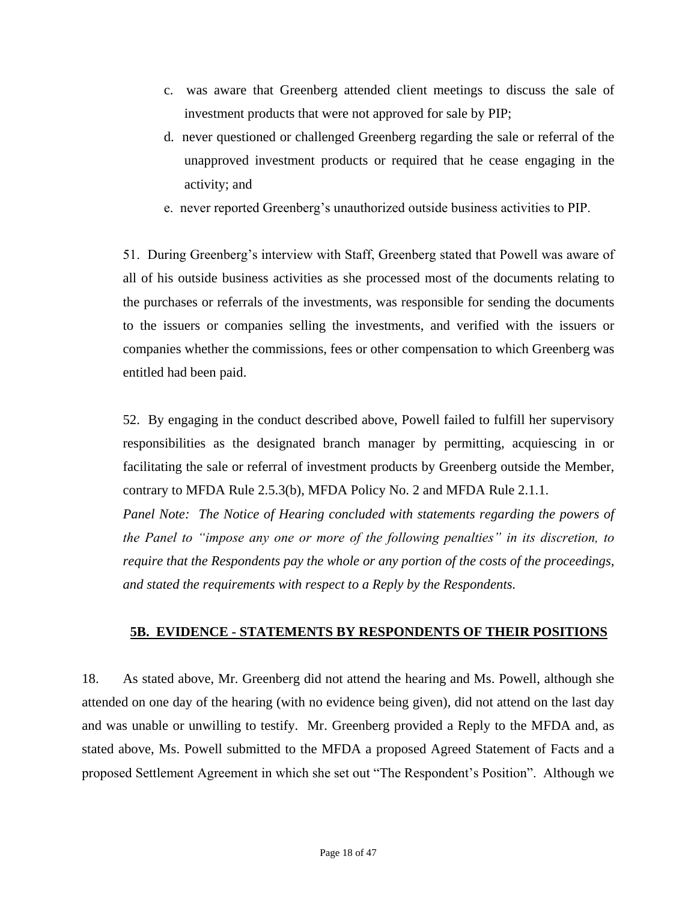c. was aware that Greenberg attended client meetings to discuss the sale of investment products that were not approved for sale by PIP;

d. never questioned or challenged Greenberg regarding the sale or referral of the unapproved investment products or required that he cease engaging in the activity; and

e. never reported Greenberg's unauthorized outside business activities to PIP.

51. During Greenberg's interview with Staff, Greenberg stated that Powell was aware of all of his outside business activities as she processed most of the documents relating to the purchases or referrals of the investments, was responsible for sending the documents to the issuers or companies selling the investments, and verified with the issuers or companies whether the commissions, fees or other compensation to which Greenberg was entitled had been paid.

52. By engaging in the conduct described above, Powell failed to fulfill her supervisory responsibilities as the designated branch manager by permitting, acquiescing in or facilitating the sale or referral of investment products by Greenberg outside the Member, contrary to MFDA Rule 2.5.3(b), MFDA Policy No. 2 and MFDA Rule 2.1.1.

*Panel Note: The Notice of Hearing concluded with statements regarding the powers of the Panel to "impose any one or more of the following penalties" in its discretion, to require that the Respondents pay the whole or any portion of the costs of the proceedings, and stated the requirements with respect to a Reply by the Respondents.*

## 5B. EVIDENCE - STATEMENTS BY RESPONDENTS OF THEIR POSITIONS

18. As stated above, Mr. Greenberg did not attend the hearing and Ms. Powell, although she attended on one day of the hearing (with no evidence being given), did not attend on the last day and was unable or unwilling to testify. Mr. Greenberg provided a Reply to the MFDA and, as stated above, Ms. Powell submitted to the MFDA a proposed Agreed Statement of Facts and a proposed Settlement Agreement in which she set out "The Respondent's Position". Although we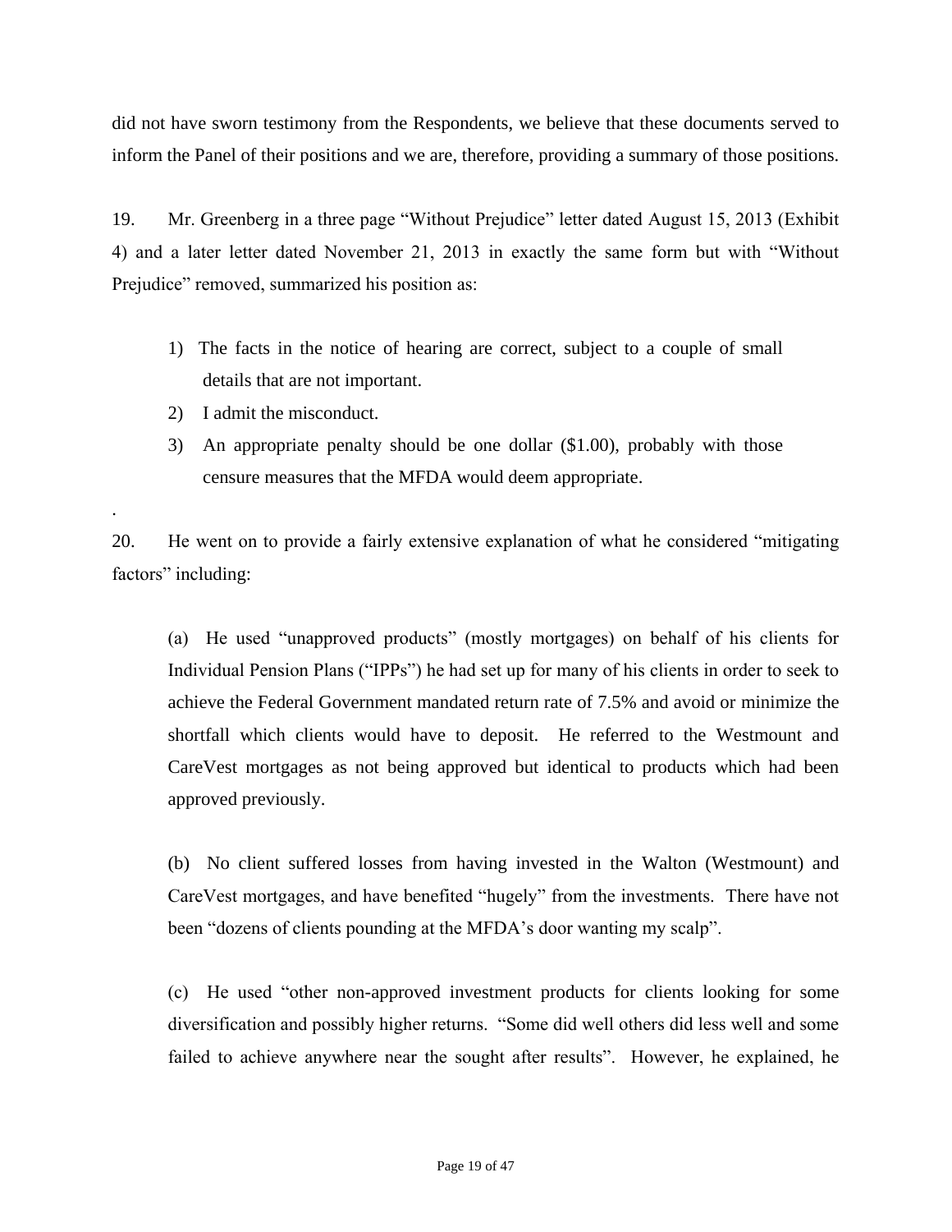did not have sworn testimony from the Respondents, we believe that these documents served to inform the Panel of their positions and we are, therefore, providing a summary of those positions.

19. Mr. Greenberg in a three page "Without Prejudice" letter dated August 15, 2013 (Exhibit 4) and a later letter dated November 21, 2013 in exactly the same form but with "Without Prejudice" removed, summarized his position as:

> 1) The facts in the notice of hearing are correct, subject to a couple of small details that are not important.
> 2) I admit the misconduct.
> 3) An appropriate penalty should be one dollar ($1.00), probably with those censure measures that the MFDA would deem appropriate.

.

20. He went on to provide a fairly extensive explanation of what he considered "mitigating factors" including:

> (a) He used "unapproved products" (mostly mortgages) on behalf of his clients for Individual Pension Plans ("IPPs") he had set up for many of his clients in order to seek to achieve the Federal Government mandated return rate of 7.5% and avoid or minimize the shortfall which clients would have to deposit. He referred to the Westmount and CareVest mortgages as not being approved but identical to products which had been approved previously.
>
> (b) No client suffered losses from having invested in the Walton (Westmount) and CareVest mortgages, and have benefited "hugely" from the investments. There have not been "dozens of clients pounding at the MFDA's door wanting my scalp".
>
> (c) He used "other non-approved investment products for clients looking for some diversification and possibly higher returns. "Some did well others did less well and some failed to achieve anywhere near the sought after results". However, he explained, he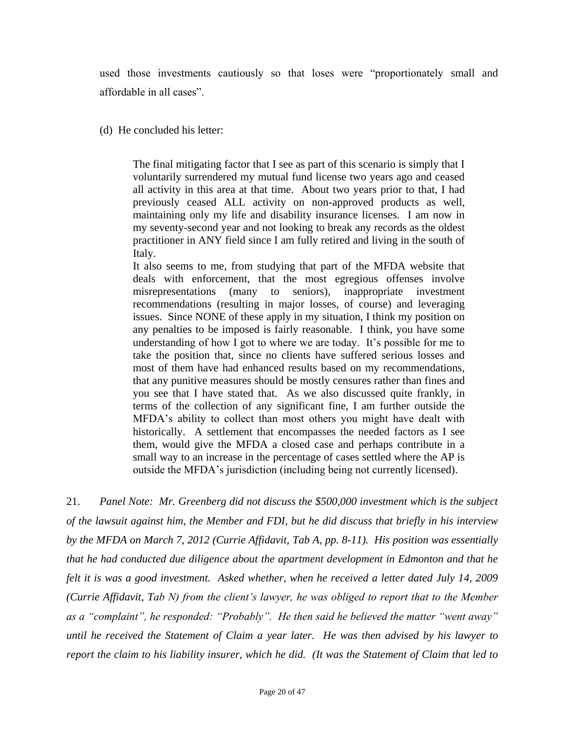used those investments cautiously so that loses were "proportionately small and affordable in all cases".

(d) He concluded his letter:

> The final mitigating factor that I see as part of this scenario is simply that I voluntarily surrendered my mutual fund license two years ago and ceased all activity in this area at that time. About two years prior to that, I had previously ceased ALL activity on non-approved products as well, maintaining only my life and disability insurance licenses. I am now in my seventy-second year and not looking to break any records as the oldest practitioner in ANY field since I am fully retired and living in the south of Italy.
>
> It also seems to me, from studying that part of the MFDA website that deals with enforcement, that the most egregious offenses involve misrepresentations (many to seniors), inappropriate investment recommendations (resulting in major losses, of course) and leveraging issues. Since NONE of these apply in my situation, I think my position on any penalties to be imposed is fairly reasonable. I think, you have some understanding of how I got to where we are today. It's possible for me to take the position that, since no clients have suffered serious losses and most of them have had enhanced results based on my recommendations, that any punitive measures should be mostly censures rather than fines and you see that I have stated that. As we also discussed quite frankly, in terms of the collection of any significant fine, I am further outside the MFDA's ability to collect than most others you might have dealt with historically. A settlement that encompasses the needed factors as I see them, would give the MFDA a closed case and perhaps contribute in a small way to an increase in the percentage of cases settled where the AP is outside the MFDA's jurisdiction (including being not currently licensed).

21. *Panel Note: Mr. Greenberg did not discuss the $500,000 investment which is the subject of the lawsuit against him, the Member and FDI, but he did discuss that briefly in his interview by the MFDA on March 7, 2012 (Currie Affidavit, Tab A, pp. 8-11). His position was essentially that he had conducted due diligence about the apartment development in Edmonton and that he felt it is was a good investment. Asked whether, when he received a letter dated July 14, 2009 (Currie Affidavit, Tab N) from the client's lawyer, he was obliged to report that to the Member as a "complaint", he responded: "Probably". He then said he believed the matter "went away" until he received the Statement of Claim a year later. He was then advised by his lawyer to report the claim to his liability insurer, which he did. (It was the Statement of Claim that led to*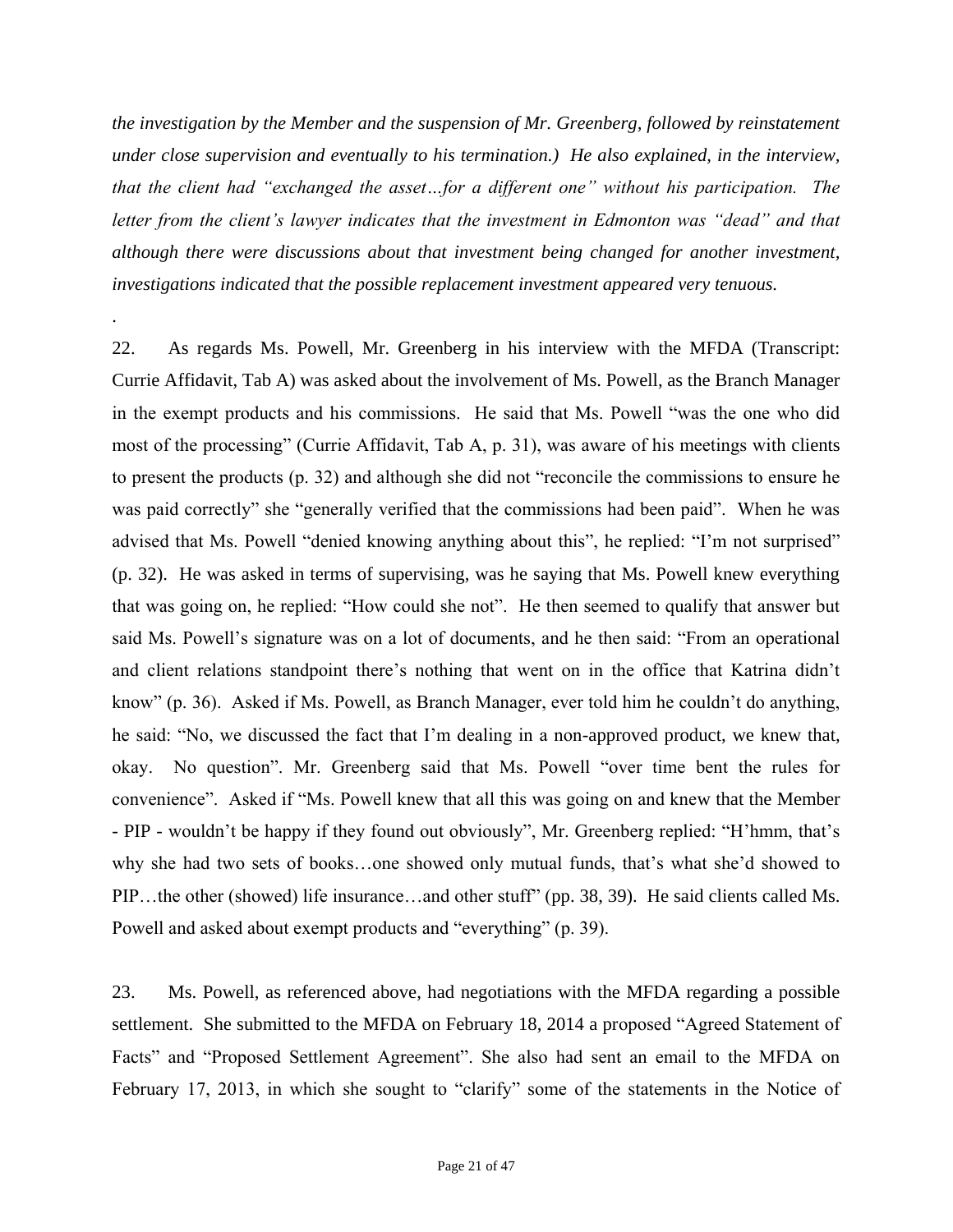*the investigation by the Member and the suspension of Mr. Greenberg, followed by reinstatement under close supervision and eventually to his termination.) He also explained, in the interview, that the client had "exchanged the asset…for a different one" without his participation. The letter from the client's lawyer indicates that the investment in Edmonton was "dead" and that although there were discussions about that investment being changed for another investment, investigations indicated that the possible replacement investment appeared very tenuous.*

.

22. As regards Ms. Powell, Mr. Greenberg in his interview with the MFDA (Transcript: Currie Affidavit, Tab A) was asked about the involvement of Ms. Powell, as the Branch Manager in the exempt products and his commissions. He said that Ms. Powell "was the one who did most of the processing" (Currie Affidavit, Tab A, p. 31), was aware of his meetings with clients to present the products (p. 32) and although she did not "reconcile the commissions to ensure he was paid correctly" she "generally verified that the commissions had been paid". When he was advised that Ms. Powell "denied knowing anything about this", he replied: "I'm not surprised" (p. 32). He was asked in terms of supervising, was he saying that Ms. Powell knew everything that was going on, he replied: "How could she not". He then seemed to qualify that answer but said Ms. Powell's signature was on a lot of documents, and he then said: "From an operational and client relations standpoint there's nothing that went on in the office that Katrina didn't know" (p. 36). Asked if Ms. Powell, as Branch Manager, ever told him he couldn't do anything, he said: "No, we discussed the fact that I'm dealing in a non-approved product, we knew that, okay. No question". Mr. Greenberg said that Ms. Powell "over time bent the rules for convenience". Asked if "Ms. Powell knew that all this was going on and knew that the Member - PIP - wouldn't be happy if they found out obviously", Mr. Greenberg replied: "H'hmm, that's why she had two sets of books…one showed only mutual funds, that's what she'd showed to PIP…the other (showed) life insurance…and other stuff" (pp. 38, 39). He said clients called Ms. Powell and asked about exempt products and "everything" (p. 39).

23. Ms. Powell, as referenced above, had negotiations with the MFDA regarding a possible settlement. She submitted to the MFDA on February 18, 2014 a proposed "Agreed Statement of Facts" and "Proposed Settlement Agreement". She also had sent an email to the MFDA on February 17, 2013, in which she sought to "clarify" some of the statements in the Notice of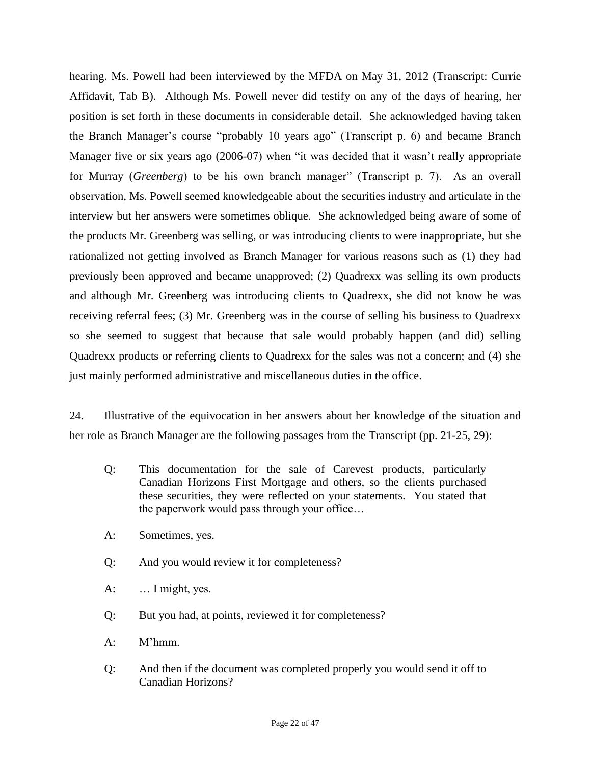hearing. Ms. Powell had been interviewed by the MFDA on May 31, 2012 (Transcript: Currie Affidavit, Tab B). Although Ms. Powell never did testify on any of the days of hearing, her position is set forth in these documents in considerable detail. She acknowledged having taken the Branch Manager's course "probably 10 years ago" (Transcript p. 6) and became Branch Manager five or six years ago (2006-07) when "it was decided that it wasn't really appropriate for Murray (*Greenberg*) to be his own branch manager" (Transcript p. 7). As an overall observation, Ms. Powell seemed knowledgeable about the securities industry and articulate in the interview but her answers were sometimes oblique. She acknowledged being aware of some of the products Mr. Greenberg was selling, or was introducing clients to were inappropriate, but she rationalized not getting involved as Branch Manager for various reasons such as (1) they had previously been approved and became unapproved; (2) Quadrexx was selling its own products and although Mr. Greenberg was introducing clients to Quadrexx, she did not know he was receiving referral fees; (3) Mr. Greenberg was in the course of selling his business to Quadrexx so she seemed to suggest that because that sale would probably happen (and did) selling Quadrexx products or referring clients to Quadrexx for the sales was not a concern; and (4) she just mainly performed administrative and miscellaneous duties in the office.

24. Illustrative of the equivocation in her answers about her knowledge of the situation and her role as Branch Manager are the following passages from the Transcript (pp. 21-25, 29):

> Q: This documentation for the sale of Carevest products, particularly Canadian Horizons First Mortgage and others, so the clients purchased these securities, they were reflected on your statements. You stated that the paperwork would pass through your office…
>
> A: Sometimes, yes.
>
> Q: And you would review it for completeness?
>
> A: … I might, yes.
>
> Q: But you had, at points, reviewed it for completeness?
>
> A: M'hmm.
>
> Q: And then if the document was completed properly you would send it off to Canadian Horizons?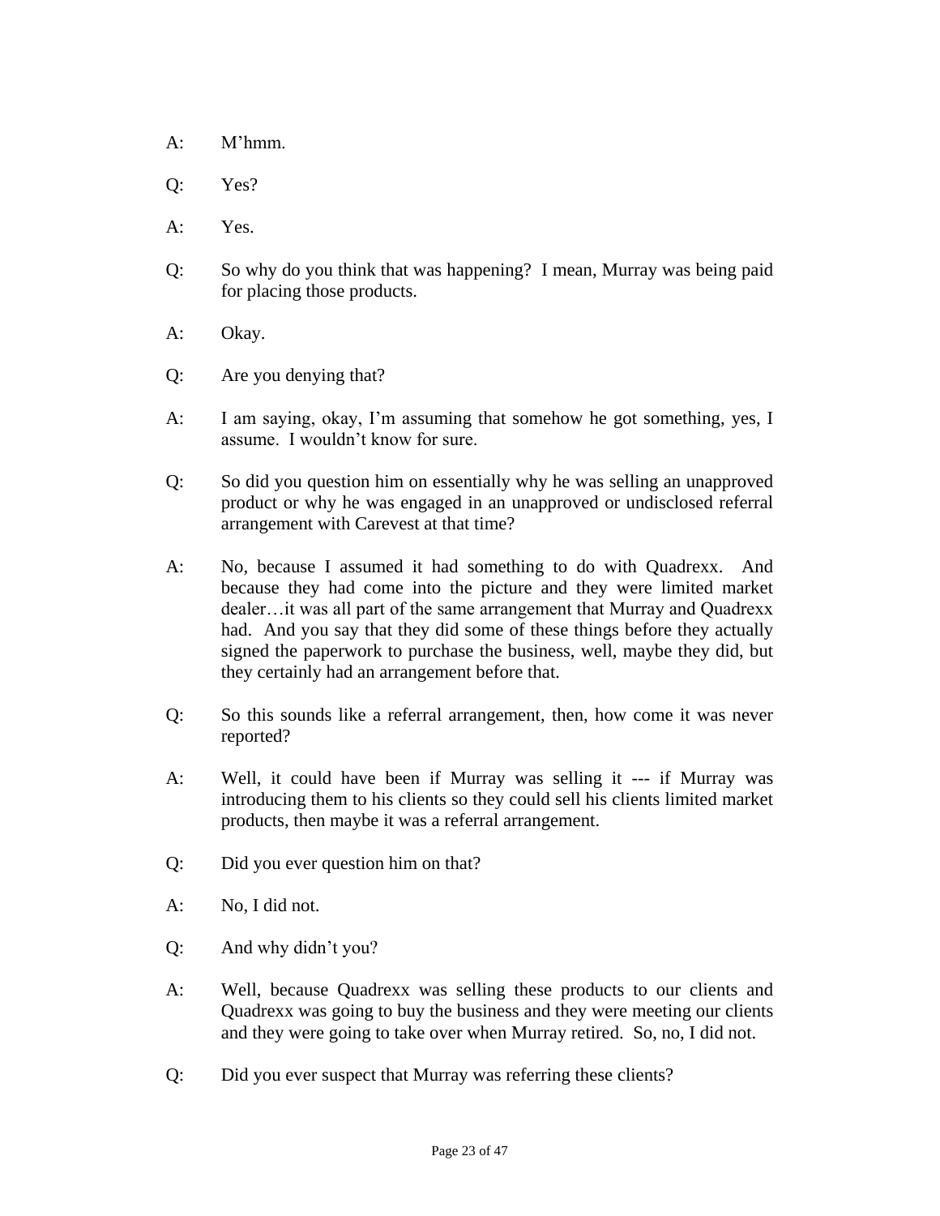A: M'hmm.

Q: Yes?

A: Yes.

Q: So why do you think that was happening? I mean, Murray was being paid for placing those products.

A: Okay.

Q: Are you denying that?

A: I am saying, okay, I'm assuming that somehow he got something, yes, I assume. I wouldn't know for sure.

Q: So did you question him on essentially why he was selling an unapproved product or why he was engaged in an unapproved or undisclosed referral arrangement with Carevest at that time?

A: No, because I assumed it had something to do with Quadrexx. And because they had come into the picture and they were limited market dealer…it was all part of the same arrangement that Murray and Quadrexx had. And you say that they did some of these things before they actually signed the paperwork to purchase the business, well, maybe they did, but they certainly had an arrangement before that.

Q: So this sounds like a referral arrangement, then, how come it was never reported?

A: Well, it could have been if Murray was selling it --- if Murray was introducing them to his clients so they could sell his clients limited market products, then maybe it was a referral arrangement.

Q: Did you ever question him on that?

A: No, I did not.

Q: And why didn't you?

A: Well, because Quadrexx was selling these products to our clients and Quadrexx was going to buy the business and they were meeting our clients and they were going to take over when Murray retired. So, no, I did not.

Q: Did you ever suspect that Murray was referring these clients?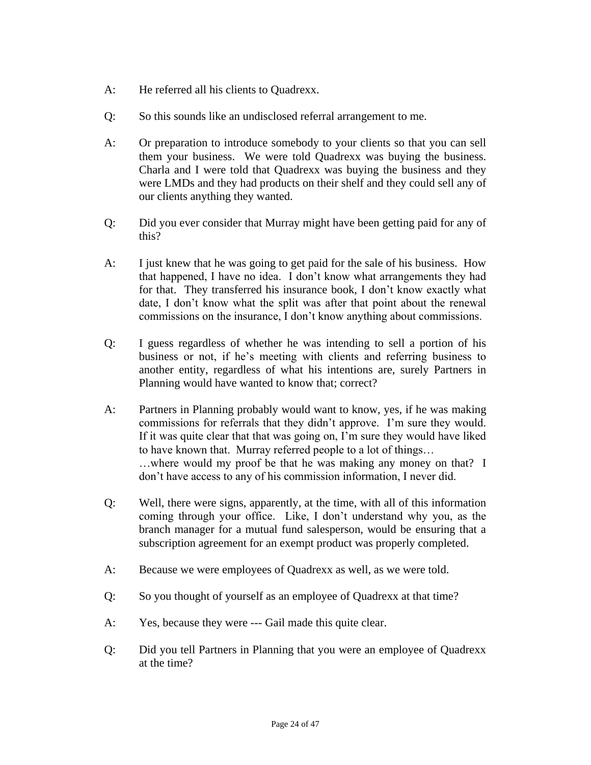A: He referred all his clients to Quadrexx.

Q: So this sounds like an undisclosed referral arrangement to me.

A: Or preparation to introduce somebody to your clients so that you can sell them your business. We were told Quadrexx was buying the business. Charla and I were told that Quadrexx was buying the business and they were LMDs and they had products on their shelf and they could sell any of our clients anything they wanted.

Q: Did you ever consider that Murray might have been getting paid for any of this?

A: I just knew that he was going to get paid for the sale of his business. How that happened, I have no idea. I don't know what arrangements they had for that. They transferred his insurance book, I don't know exactly what date, I don't know what the split was after that point about the renewal commissions on the insurance, I don't know anything about commissions.

Q: I guess regardless of whether he was intending to sell a portion of his business or not, if he's meeting with clients and referring business to another entity, regardless of what his intentions are, surely Partners in Planning would have wanted to know that; correct?

A: Partners in Planning probably would want to know, yes, if he was making commissions for referrals that they didn't approve. I'm sure they would. If it was quite clear that that was going on, I'm sure they would have liked to have known that. Murray referred people to a lot of things…
…where would my proof be that he was making any money on that? I don't have access to any of his commission information, I never did.

Q: Well, there were signs, apparently, at the time, with all of this information coming through your office. Like, I don't understand why you, as the branch manager for a mutual fund salesperson, would be ensuring that a subscription agreement for an exempt product was properly completed.

A: Because we were employees of Quadrexx as well, as we were told.

Q: So you thought of yourself as an employee of Quadrexx at that time?

A: Yes, because they were --- Gail made this quite clear.

Q: Did you tell Partners in Planning that you were an employee of Quadrexx at the time?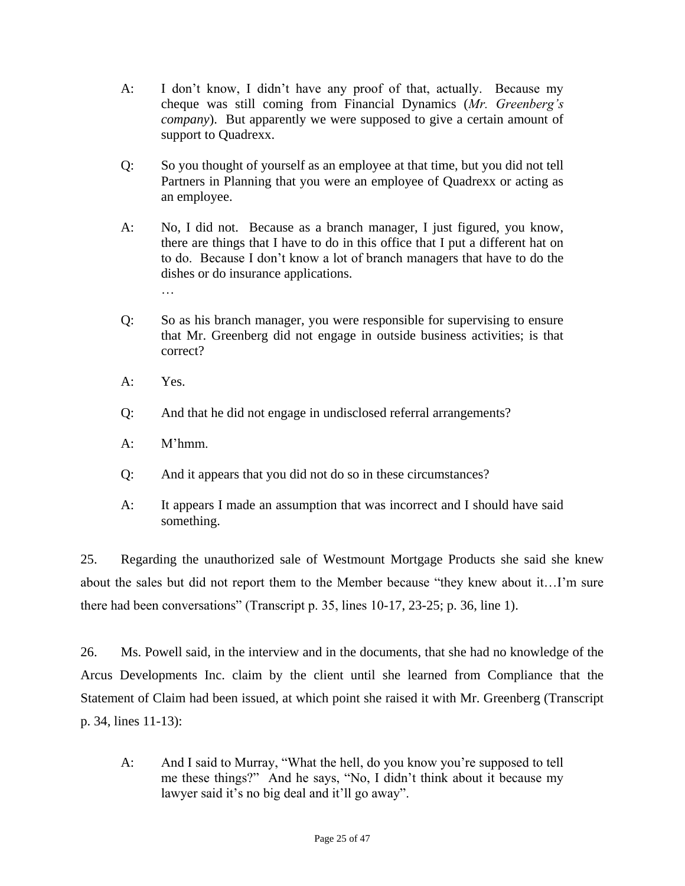> A: I don't know, I didn't have any proof of that, actually. Because my cheque was still coming from Financial Dynamics (*Mr. Greenberg's company*). But apparently we were supposed to give a certain amount of support to Quadrexx.
>
> Q: So you thought of yourself as an employee at that time, but you did not tell Partners in Planning that you were an employee of Quadrexx or acting as an employee.
>
> A: No, I did not. Because as a branch manager, I just figured, you know, there are things that I have to do in this office that I put a different hat on to do. Because I don't know a lot of branch managers that have to do the dishes or do insurance applications.
>
> …
>
> Q: So as his branch manager, you were responsible for supervising to ensure that Mr. Greenberg did not engage in outside business activities; is that correct?
>
> A: Yes.
>
> Q: And that he did not engage in undisclosed referral arrangements?
>
> A: M'hmm.
>
> Q: And it appears that you did not do so in these circumstances?
>
> A: It appears I made an assumption that was incorrect and I should have said something.

25. Regarding the unauthorized sale of Westmount Mortgage Products she said she knew about the sales but did not report them to the Member because "they knew about it…I'm sure there had been conversations" (Transcript p. 35, lines 10-17, 23-25; p. 36, line 1).

26. Ms. Powell said, in the interview and in the documents, that she had no knowledge of the Arcus Developments Inc. claim by the client until she learned from Compliance that the Statement of Claim had been issued, at which point she raised it with Mr. Greenberg (Transcript p. 34, lines 11-13):

> A: And I said to Murray, "What the hell, do you know you're supposed to tell me these things?" And he says, "No, I didn't think about it because my lawyer said it's no big deal and it'll go away".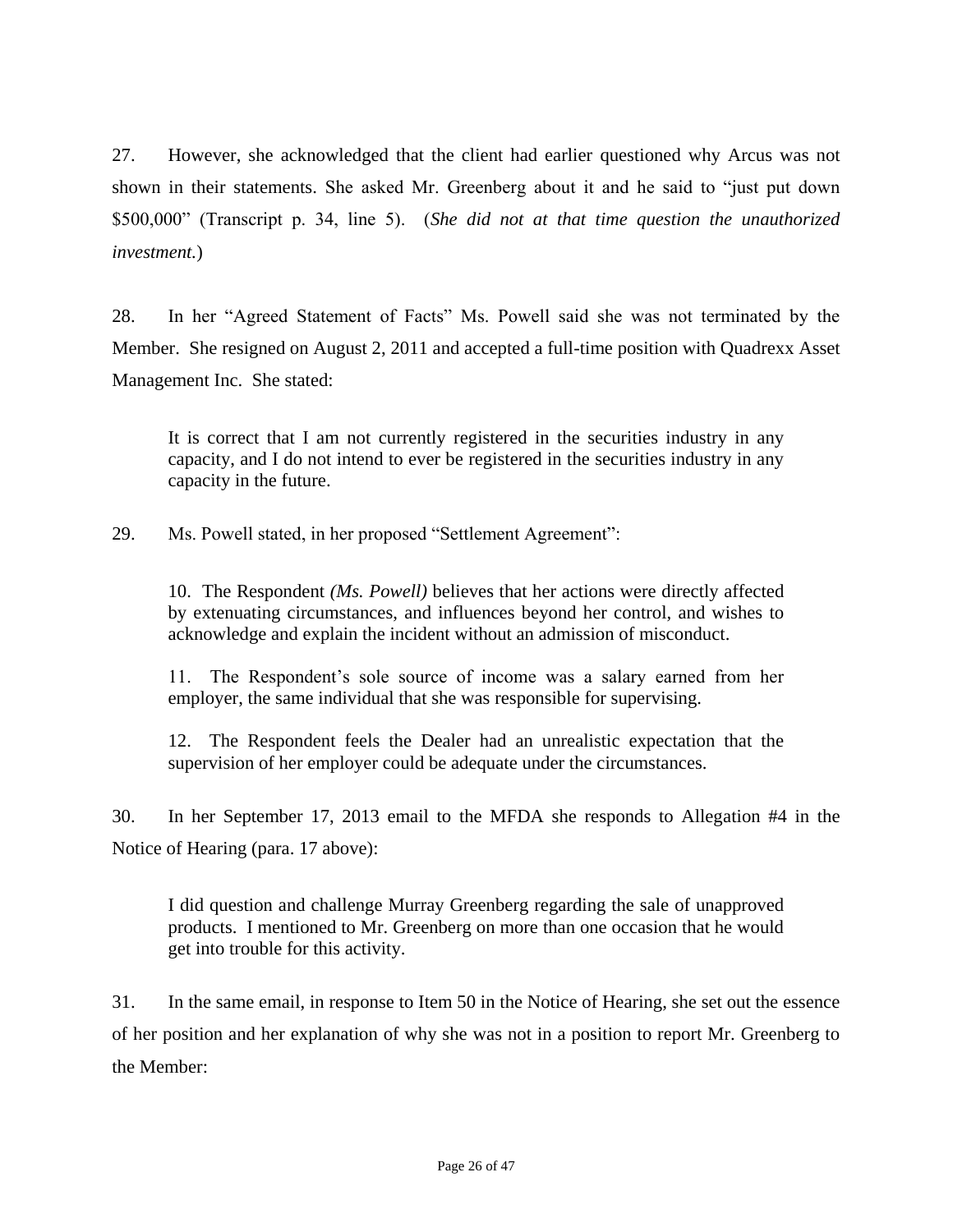27. However, she acknowledged that the client had earlier questioned why Arcus was not shown in their statements. She asked Mr. Greenberg about it and he said to "just put down $500,000" (Transcript p. 34, line 5). (*She did not at that time question the unauthorized investment.*)

28. In her "Agreed Statement of Facts" Ms. Powell said she was not terminated by the Member. She resigned on August 2, 2011 and accepted a full-time position with Quadrexx Asset Management Inc. She stated:

> It is correct that I am not currently registered in the securities industry in any capacity, and I do not intend to ever be registered in the securities industry in any capacity in the future.

29. Ms. Powell stated, in her proposed "Settlement Agreement":

> 10. The Respondent *(Ms. Powell)* believes that her actions were directly affected by extenuating circumstances, and influences beyond her control, and wishes to acknowledge and explain the incident without an admission of misconduct.
>
> 11. The Respondent's sole source of income was a salary earned from her employer, the same individual that she was responsible for supervising.
>
> 12. The Respondent feels the Dealer had an unrealistic expectation that the supervision of her employer could be adequate under the circumstances.

30. In her September 17, 2013 email to the MFDA she responds to Allegation #4 in the Notice of Hearing (para. 17 above):

> I did question and challenge Murray Greenberg regarding the sale of unapproved products. I mentioned to Mr. Greenberg on more than one occasion that he would get into trouble for this activity.

31. In the same email, in response to Item 50 in the Notice of Hearing, she set out the essence of her position and her explanation of why she was not in a position to report Mr. Greenberg to the Member: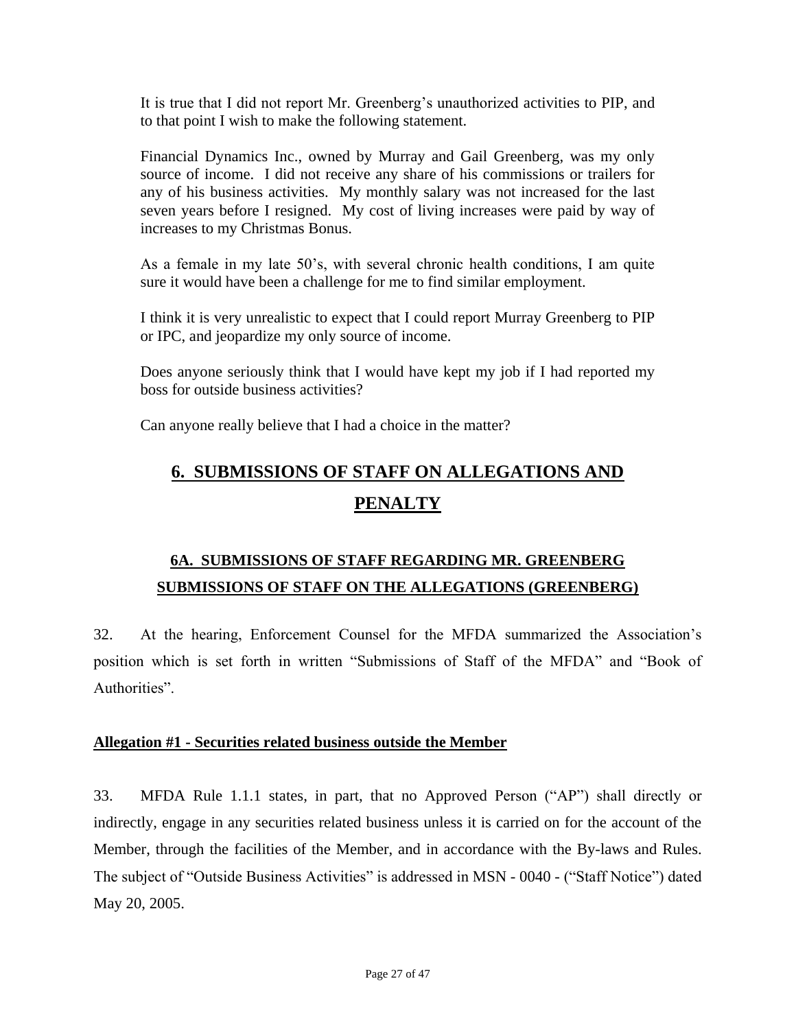It is true that I did not report Mr. Greenberg's unauthorized activities to PIP, and to that point I wish to make the following statement.

Financial Dynamics Inc., owned by Murray and Gail Greenberg, was my only source of income. I did not receive any share of his commissions or trailers for any of his business activities. My monthly salary was not increased for the last seven years before I resigned. My cost of living increases were paid by way of increases to my Christmas Bonus.

As a female in my late 50's, with several chronic health conditions, I am quite sure it would have been a challenge for me to find similar employment.

I think it is very unrealistic to expect that I could report Murray Greenberg to PIP or IPC, and jeopardize my only source of income.

Does anyone seriously think that I would have kept my job if I had reported my boss for outside business activities?

Can anyone really believe that I had a choice in the matter?

## 6. SUBMISSIONS OF STAFF ON ALLEGATIONS AND PENALTY

### 6A. SUBMISSIONS OF STAFF REGARDING MR. GREENBERG

### SUBMISSIONS OF STAFF ON THE ALLEGATIONS (GREENBERG)

32. At the hearing, Enforcement Counsel for the MFDA summarized the Association's position which is set forth in written "Submissions of Staff of the MFDA" and "Book of Authorities".

**Allegation #1 - Securities related business outside the Member**

33. MFDA Rule 1.1.1 states, in part, that no Approved Person ("AP") shall directly or indirectly, engage in any securities related business unless it is carried on for the account of the Member, through the facilities of the Member, and in accordance with the By-laws and Rules. The subject of "Outside Business Activities" is addressed in MSN - 0040 - ("Staff Notice") dated May 20, 2005.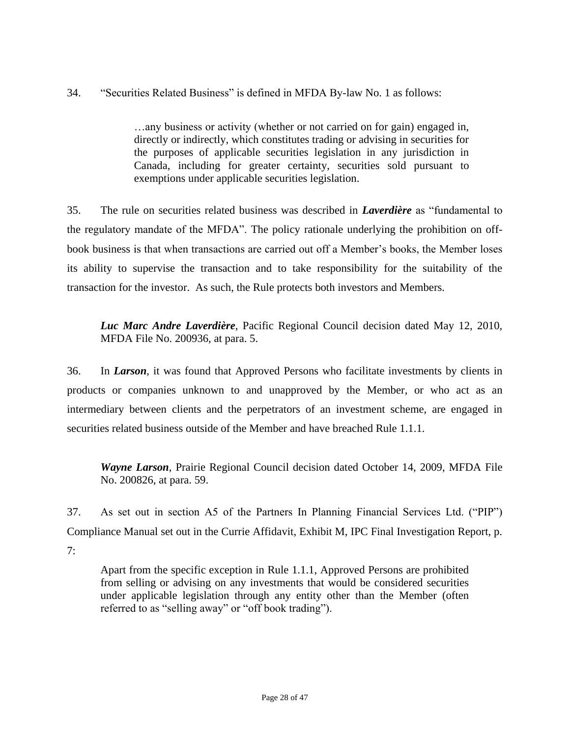34. "Securities Related Business" is defined in MFDA By-law No. 1 as follows:

> …any business or activity (whether or not carried on for gain) engaged in, directly or indirectly, which constitutes trading or advising in securities for the purposes of applicable securities legislation in any jurisdiction in Canada, including for greater certainty, securities sold pursuant to exemptions under applicable securities legislation.

35. The rule on securities related business was described in ***Laverdière*** as "fundamental to the regulatory mandate of the MFDA". The policy rationale underlying the prohibition on off-book business is that when transactions are carried out off a Member's books, the Member loses its ability to supervise the transaction and to take responsibility for the suitability of the transaction for the investor. As such, the Rule protects both investors and Members.

> ***Luc Marc Andre Laverdière***, Pacific Regional Council decision dated May 12, 2010, MFDA File No. 200936, at para. 5.

36. In ***Larson***, it was found that Approved Persons who facilitate investments by clients in products or companies unknown to and unapproved by the Member, or who act as an intermediary between clients and the perpetrators of an investment scheme, are engaged in securities related business outside of the Member and have breached Rule 1.1.1.

> ***Wayne Larson***, Prairie Regional Council decision dated October 14, 2009, MFDA File No. 200826, at para. 59.

37. As set out in section A5 of the Partners In Planning Financial Services Ltd. ("PIP") Compliance Manual set out in the Currie Affidavit, Exhibit M, IPC Final Investigation Report, p. 7:

> Apart from the specific exception in Rule 1.1.1, Approved Persons are prohibited from selling or advising on any investments that would be considered securities under applicable legislation through any entity other than the Member (often referred to as "selling away" or "off book trading").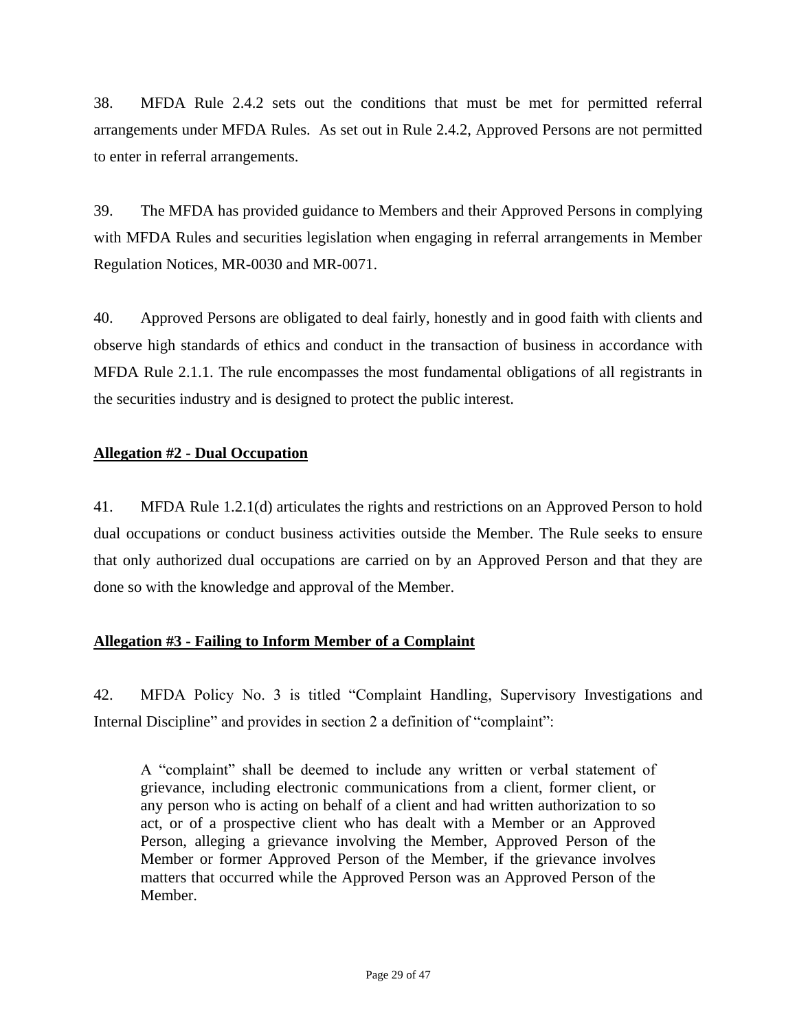38. MFDA Rule 2.4.2 sets out the conditions that must be met for permitted referral arrangements under MFDA Rules. As set out in Rule 2.4.2, Approved Persons are not permitted to enter in referral arrangements.

39. The MFDA has provided guidance to Members and their Approved Persons in complying with MFDA Rules and securities legislation when engaging in referral arrangements in Member Regulation Notices, MR-0030 and MR-0071.

40. Approved Persons are obligated to deal fairly, honestly and in good faith with clients and observe high standards of ethics and conduct in the transaction of business in accordance with MFDA Rule 2.1.1. The rule encompasses the most fundamental obligations of all registrants in the securities industry and is designed to protect the public interest.

**Allegation #2 - Dual Occupation**

41. MFDA Rule 1.2.1(d) articulates the rights and restrictions on an Approved Person to hold dual occupations or conduct business activities outside the Member. The Rule seeks to ensure that only authorized dual occupations are carried on by an Approved Person and that they are done so with the knowledge and approval of the Member.

**Allegation #3 - Failing to Inform Member of a Complaint**

42. MFDA Policy No. 3 is titled "Complaint Handling, Supervisory Investigations and Internal Discipline" and provides in section 2 a definition of "complaint":

> A "complaint" shall be deemed to include any written or verbal statement of grievance, including electronic communications from a client, former client, or any person who is acting on behalf of a client and had written authorization to so act, or of a prospective client who has dealt with a Member or an Approved Person, alleging a grievance involving the Member, Approved Person of the Member or former Approved Person of the Member, if the grievance involves matters that occurred while the Approved Person was an Approved Person of the Member.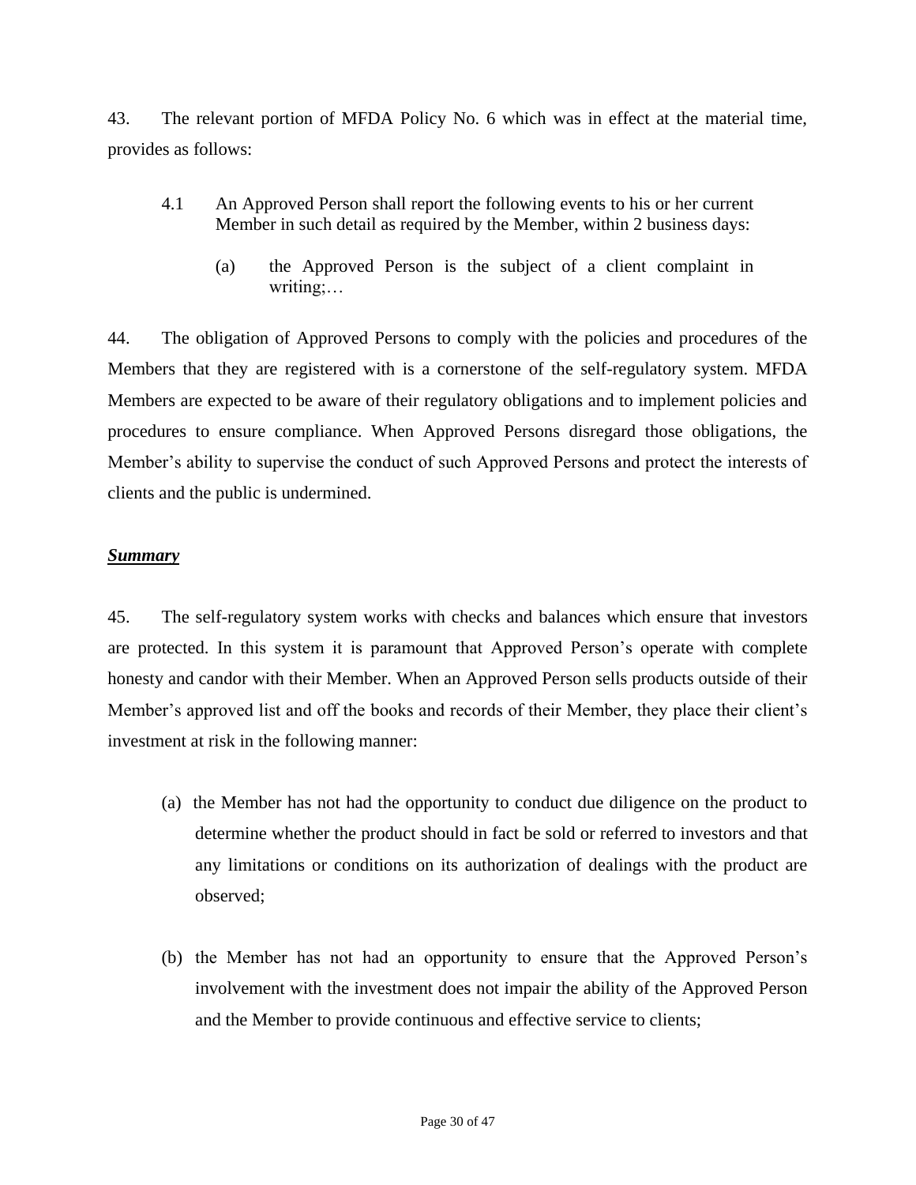43. The relevant portion of MFDA Policy No. 6 which was in effect at the material time, provides as follows:

> 4.1 An Approved Person shall report the following events to his or her current Member in such detail as required by the Member, within 2 business days:
>
> (a) the Approved Person is the subject of a client complaint in writing;…

44. The obligation of Approved Persons to comply with the policies and procedures of the Members that they are registered with is a cornerstone of the self-regulatory system. MFDA Members are expected to be aware of their regulatory obligations and to implement policies and procedures to ensure compliance. When Approved Persons disregard those obligations, the Member's ability to supervise the conduct of such Approved Persons and protect the interests of clients and the public is undermined.

***Summary***

45. The self-regulatory system works with checks and balances which ensure that investors are protected. In this system it is paramount that Approved Person's operate with complete honesty and candor with their Member. When an Approved Person sells products outside of their Member's approved list and off the books and records of their Member, they place their client's investment at risk in the following manner:

(a) the Member has not had the opportunity to conduct due diligence on the product to determine whether the product should in fact be sold or referred to investors and that any limitations or conditions on its authorization of dealings with the product are observed;

(b) the Member has not had an opportunity to ensure that the Approved Person's involvement with the investment does not impair the ability of the Approved Person and the Member to provide continuous and effective service to clients;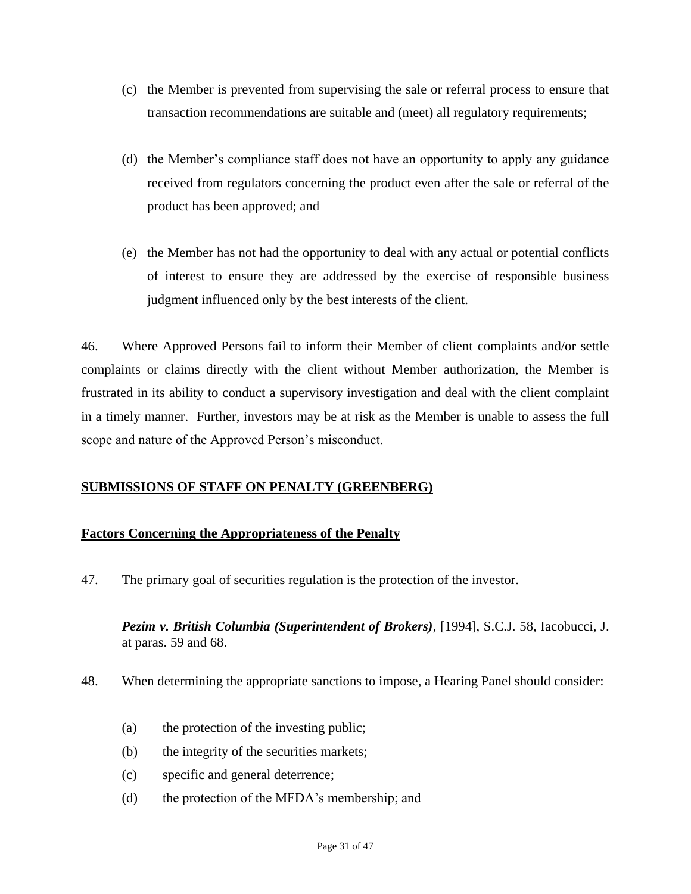(c) the Member is prevented from supervising the sale or referral process to ensure that transaction recommendations are suitable and (meet) all regulatory requirements;

(d) the Member's compliance staff does not have an opportunity to apply any guidance received from regulators concerning the product even after the sale or referral of the product has been approved; and

(e) the Member has not had the opportunity to deal with any actual or potential conflicts of interest to ensure they are addressed by the exercise of responsible business judgment influenced only by the best interests of the client.

46. Where Approved Persons fail to inform their Member of client complaints and/or settle complaints or claims directly with the client without Member authorization, the Member is frustrated in its ability to conduct a supervisory investigation and deal with the client complaint in a timely manner. Further, investors may be at risk as the Member is unable to assess the full scope and nature of the Approved Person's misconduct.

## SUBMISSIONS OF STAFF ON PENALTY (GREENBERG)

### Factors Concerning the Appropriateness of the Penalty

47. The primary goal of securities regulation is the protection of the investor.

> ***Pezim v. British Columbia (Superintendent of Brokers)***, [1994], S.C.J. 58, Iacobucci, J. at paras. 59 and 68.

48. When determining the appropriate sanctions to impose, a Hearing Panel should consider:

(a) the protection of the investing public;
(b) the integrity of the securities markets;
(c) specific and general deterrence;
(d) the protection of the MFDA's membership; and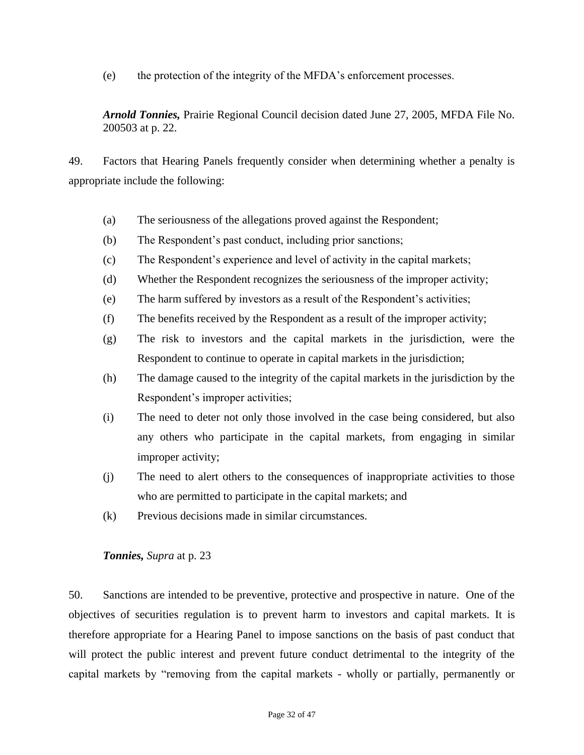(e) the protection of the integrity of the MFDA's enforcement processes.

***Arnold Tonnies,*** Prairie Regional Council decision dated June 27, 2005, MFDA File No. 200503 at p. 22.

49. Factors that Hearing Panels frequently consider when determining whether a penalty is appropriate include the following:

(a) The seriousness of the allegations proved against the Respondent;

(b) The Respondent's past conduct, including prior sanctions;

(c) The Respondent's experience and level of activity in the capital markets;

(d) Whether the Respondent recognizes the seriousness of the improper activity;

(e) The harm suffered by investors as a result of the Respondent's activities;

(f) The benefits received by the Respondent as a result of the improper activity;

(g) The risk to investors and the capital markets in the jurisdiction, were the Respondent to continue to operate in capital markets in the jurisdiction;

(h) The damage caused to the integrity of the capital markets in the jurisdiction by the Respondent's improper activities;

(i) The need to deter not only those involved in the case being considered, but also any others who participate in the capital markets, from engaging in similar improper activity;

(j) The need to alert others to the consequences of inappropriate activities to those who are permitted to participate in the capital markets; and

(k) Previous decisions made in similar circumstances.

***Tonnies,*** *Supra* at p. 23

50. Sanctions are intended to be preventive, protective and prospective in nature. One of the objectives of securities regulation is to prevent harm to investors and capital markets. It is therefore appropriate for a Hearing Panel to impose sanctions on the basis of past conduct that will protect the public interest and prevent future conduct detrimental to the integrity of the capital markets by "removing from the capital markets - wholly or partially, permanently or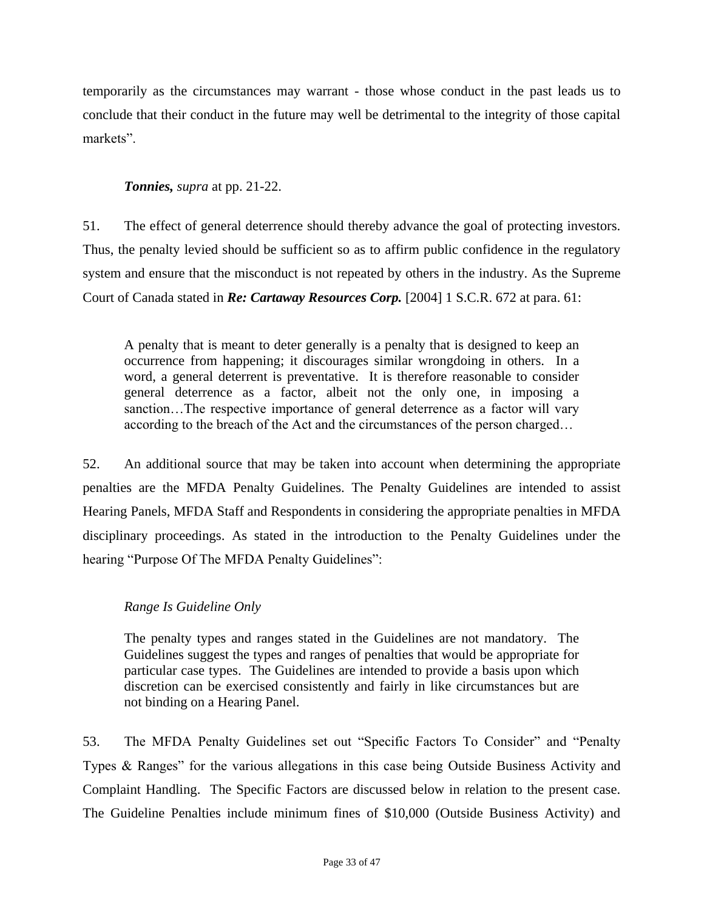temporarily as the circumstances may warrant - those whose conduct in the past leads us to conclude that their conduct in the future may well be detrimental to the integrity of those capital markets".

> ***Tonnies,*** *supra* at pp. 21-22.

51. The effect of general deterrence should thereby advance the goal of protecting investors. Thus, the penalty levied should be sufficient so as to affirm public confidence in the regulatory system and ensure that the misconduct is not repeated by others in the industry. As the Supreme Court of Canada stated in ***Re: Cartaway Resources Corp.*** [2004] 1 S.C.R. 672 at para. 61:

> A penalty that is meant to deter generally is a penalty that is designed to keep an occurrence from happening; it discourages similar wrongdoing in others. In a word, a general deterrent is preventative. It is therefore reasonable to consider general deterrence as a factor, albeit not the only one, in imposing a sanction…The respective importance of general deterrence as a factor will vary according to the breach of the Act and the circumstances of the person charged…

52. An additional source that may be taken into account when determining the appropriate penalties are the MFDA Penalty Guidelines. The Penalty Guidelines are intended to assist Hearing Panels, MFDA Staff and Respondents in considering the appropriate penalties in MFDA disciplinary proceedings. As stated in the introduction to the Penalty Guidelines under the hearing "Purpose Of The MFDA Penalty Guidelines":

> *Range Is Guideline Only*
>
> The penalty types and ranges stated in the Guidelines are not mandatory. The Guidelines suggest the types and ranges of penalties that would be appropriate for particular case types. The Guidelines are intended to provide a basis upon which discretion can be exercised consistently and fairly in like circumstances but are not binding on a Hearing Panel.

53. The MFDA Penalty Guidelines set out "Specific Factors To Consider" and "Penalty Types & Ranges" for the various allegations in this case being Outside Business Activity and Complaint Handling. The Specific Factors are discussed below in relation to the present case. The Guideline Penalties include minimum fines of $10,000 (Outside Business Activity) and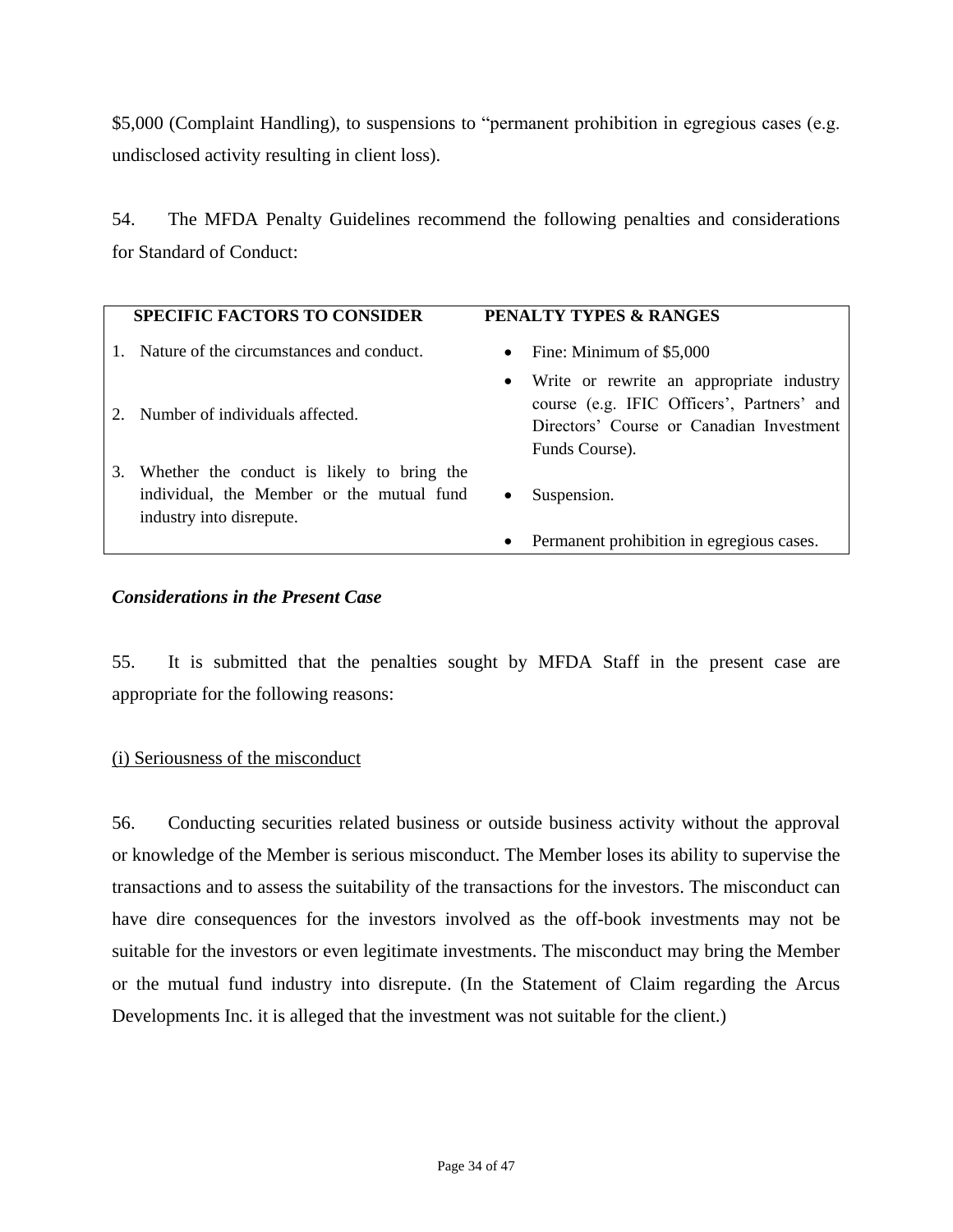$5,000 (Complaint Handling), to suspensions to "permanent prohibition in egregious cases (e.g. undisclosed activity resulting in client loss).

54. The MFDA Penalty Guidelines recommend the following penalties and considerations for Standard of Conduct:

| SPECIFIC FACTORS TO CONSIDER | PENALTY TYPES & RANGES |
|---|---|
| 1. Nature of the circumstances and conduct. | • Fine: Minimum of $5,000 |
| 2. Number of individuals affected. | • Write or rewrite an appropriate industry course (e.g. IFIC Officers', Partners' and Directors' Course or Canadian Investment Funds Course). |
| 3. Whether the conduct is likely to bring the individual, the Member or the mutual fund industry into disrepute. | • Suspension. |
| | • Permanent prohibition in egregious cases. |

***Considerations in the Present Case***

55. It is submitted that the penalties sought by MFDA Staff in the present case are appropriate for the following reasons:

(i) Seriousness of the misconduct

56. Conducting securities related business or outside business activity without the approval or knowledge of the Member is serious misconduct. The Member loses its ability to supervise the transactions and to assess the suitability of the transactions for the investors. The misconduct can have dire consequences for the investors involved as the off-book investments may not be suitable for the investors or even legitimate investments. The misconduct may bring the Member or the mutual fund industry into disrepute. (In the Statement of Claim regarding the Arcus Developments Inc. it is alleged that the investment was not suitable for the client.)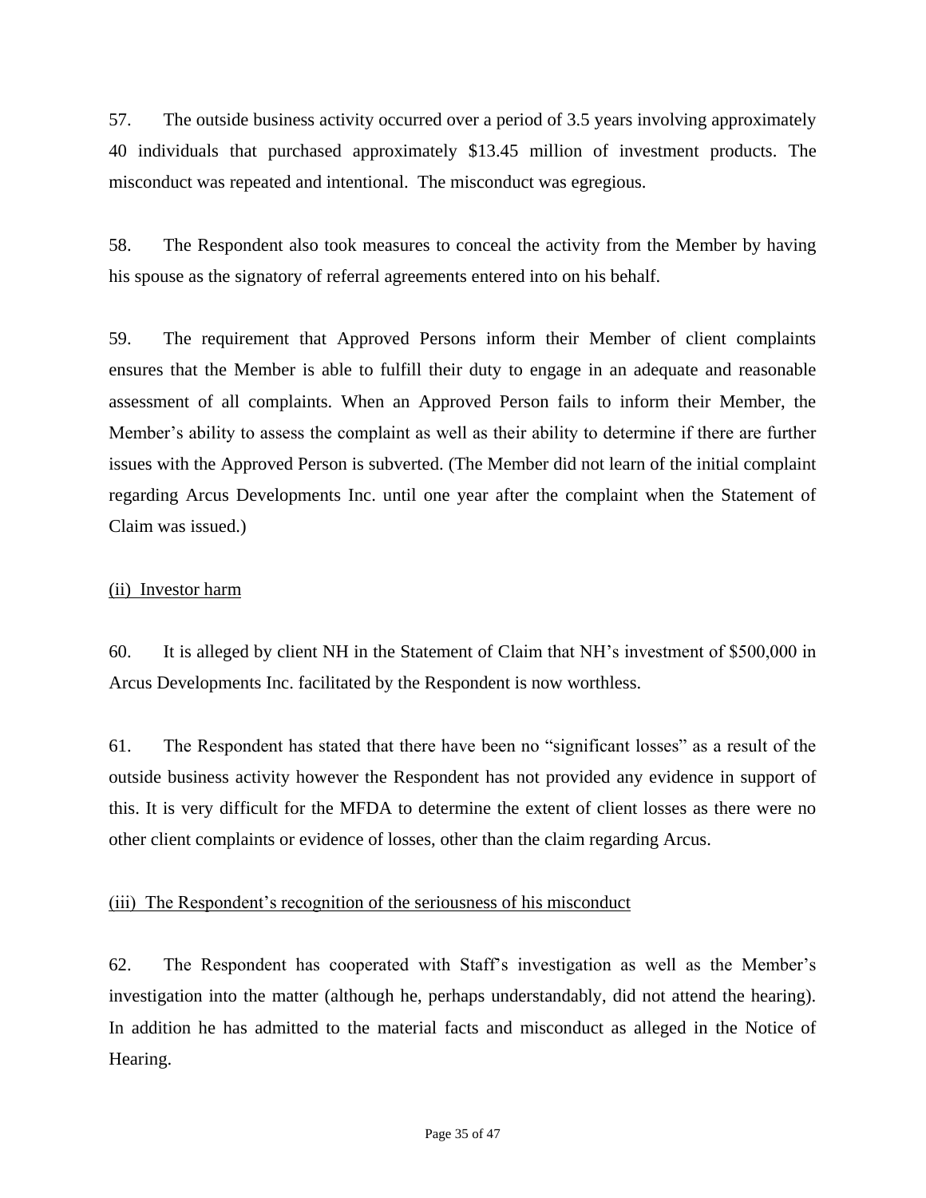57. The outside business activity occurred over a period of 3.5 years involving approximately 40 individuals that purchased approximately $13.45 million of investment products. The misconduct was repeated and intentional. The misconduct was egregious.

58. The Respondent also took measures to conceal the activity from the Member by having his spouse as the signatory of referral agreements entered into on his behalf.

59. The requirement that Approved Persons inform their Member of client complaints ensures that the Member is able to fulfill their duty to engage in an adequate and reasonable assessment of all complaints. When an Approved Person fails to inform their Member, the Member's ability to assess the complaint as well as their ability to determine if there are further issues with the Approved Person is subverted. (The Member did not learn of the initial complaint regarding Arcus Developments Inc. until one year after the complaint when the Statement of Claim was issued.)

<u>(ii) Investor harm</u>

60. It is alleged by client NH in the Statement of Claim that NH's investment of $500,000 in Arcus Developments Inc. facilitated by the Respondent is now worthless.

61. The Respondent has stated that there have been no "significant losses" as a result of the outside business activity however the Respondent has not provided any evidence in support of this. It is very difficult for the MFDA to determine the extent of client losses as there were no other client complaints or evidence of losses, other than the claim regarding Arcus.

<u>(iii) The Respondent's recognition of the seriousness of his misconduct</u>

62. The Respondent has cooperated with Staff's investigation as well as the Member's investigation into the matter (although he, perhaps understandably, did not attend the hearing). In addition he has admitted to the material facts and misconduct as alleged in the Notice of Hearing.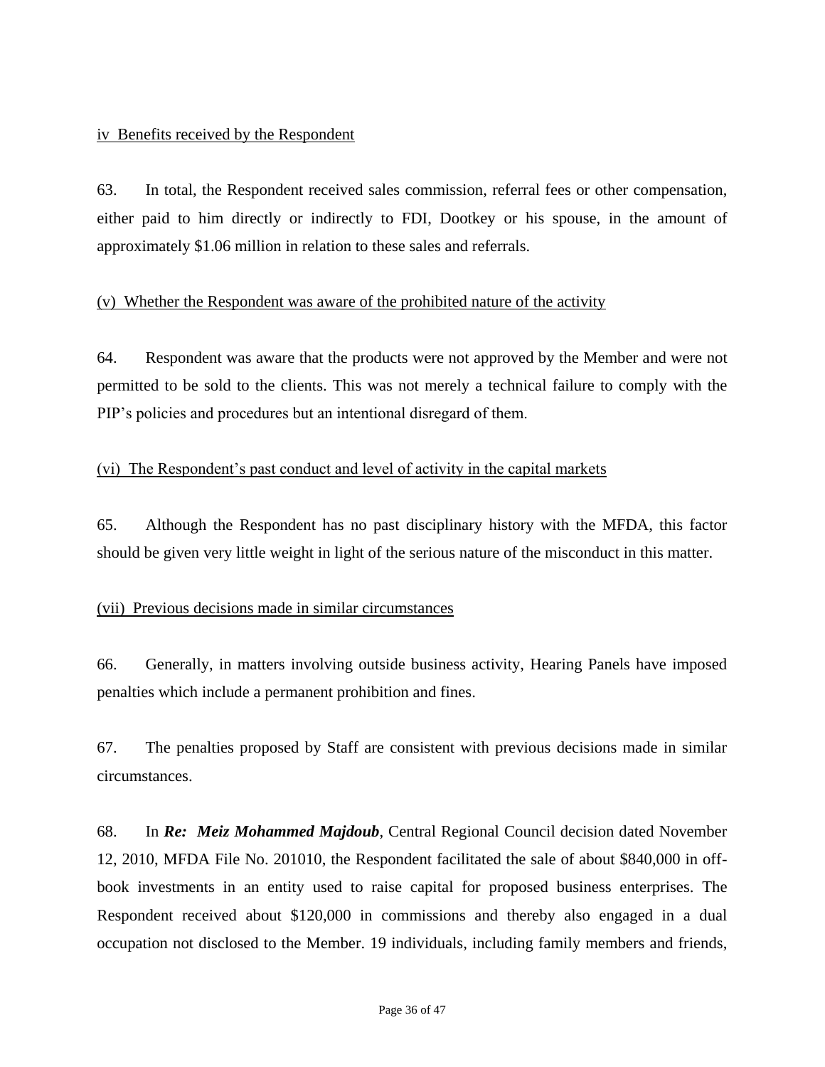iv Benefits received by the Respondent

63. In total, the Respondent received sales commission, referral fees or other compensation, either paid to him directly or indirectly to FDI, Dootkey or his spouse, in the amount of approximately $1.06 million in relation to these sales and referrals.

(v) Whether the Respondent was aware of the prohibited nature of the activity

64. Respondent was aware that the products were not approved by the Member and were not permitted to be sold to the clients. This was not merely a technical failure to comply with the PIP's policies and procedures but an intentional disregard of them.

(vi) The Respondent's past conduct and level of activity in the capital markets

65. Although the Respondent has no past disciplinary history with the MFDA, this factor should be given very little weight in light of the serious nature of the misconduct in this matter.

(vii) Previous decisions made in similar circumstances

66. Generally, in matters involving outside business activity, Hearing Panels have imposed penalties which include a permanent prohibition and fines.

67. The penalties proposed by Staff are consistent with previous decisions made in similar circumstances.

68. In ***Re: Meiz Mohammed Majdoub***, Central Regional Council decision dated November 12, 2010, MFDA File No. 201010, the Respondent facilitated the sale of about $840,000 in off-book investments in an entity used to raise capital for proposed business enterprises. The Respondent received about $120,000 in commissions and thereby also engaged in a dual occupation not disclosed to the Member. 19 individuals, including family members and friends,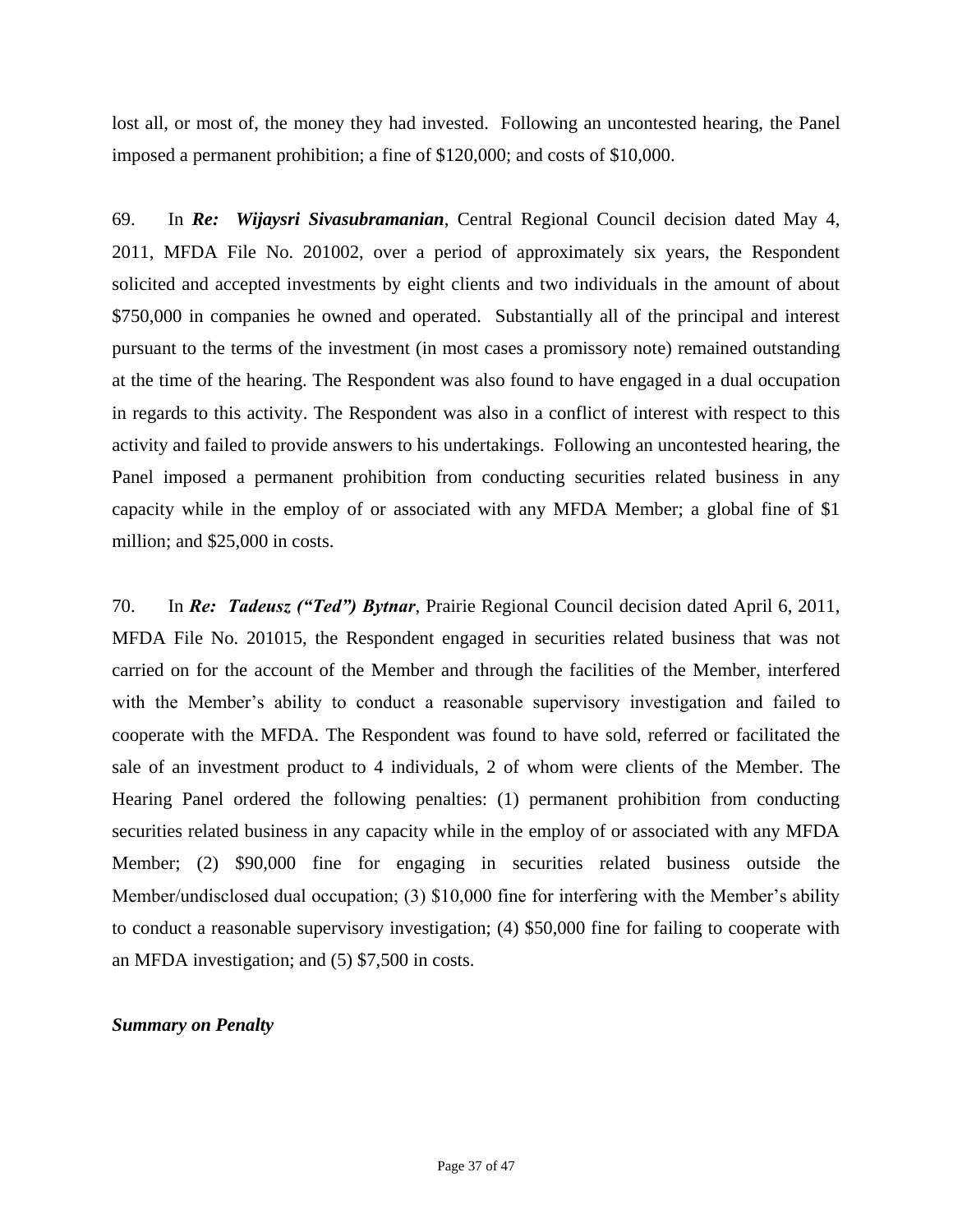lost all, or most of, the money they had invested. Following an uncontested hearing, the Panel imposed a permanent prohibition; a fine of $120,000; and costs of $10,000.

69. In ***Re: Wijaysri Sivasubramanian***, Central Regional Council decision dated May 4, 2011, MFDA File No. 201002, over a period of approximately six years, the Respondent solicited and accepted investments by eight clients and two individuals in the amount of about $750,000 in companies he owned and operated. Substantially all of the principal and interest pursuant to the terms of the investment (in most cases a promissory note) remained outstanding at the time of the hearing. The Respondent was also found to have engaged in a dual occupation in regards to this activity. The Respondent was also in a conflict of interest with respect to this activity and failed to provide answers to his undertakings. Following an uncontested hearing, the Panel imposed a permanent prohibition from conducting securities related business in any capacity while in the employ of or associated with any MFDA Member; a global fine of $1 million; and $25,000 in costs.

70. In ***Re: Tadeusz ("Ted") Bytnar***, Prairie Regional Council decision dated April 6, 2011, MFDA File No. 201015, the Respondent engaged in securities related business that was not carried on for the account of the Member and through the facilities of the Member, interfered with the Member's ability to conduct a reasonable supervisory investigation and failed to cooperate with the MFDA. The Respondent was found to have sold, referred or facilitated the sale of an investment product to 4 individuals, 2 of whom were clients of the Member. The Hearing Panel ordered the following penalties: (1) permanent prohibition from conducting securities related business in any capacity while in the employ of or associated with any MFDA Member; (2) $90,000 fine for engaging in securities related business outside the Member/undisclosed dual occupation; (3) $10,000 fine for interfering with the Member's ability to conduct a reasonable supervisory investigation; (4) $50,000 fine for failing to cooperate with an MFDA investigation; and (5) $7,500 in costs.

***Summary on Penalty***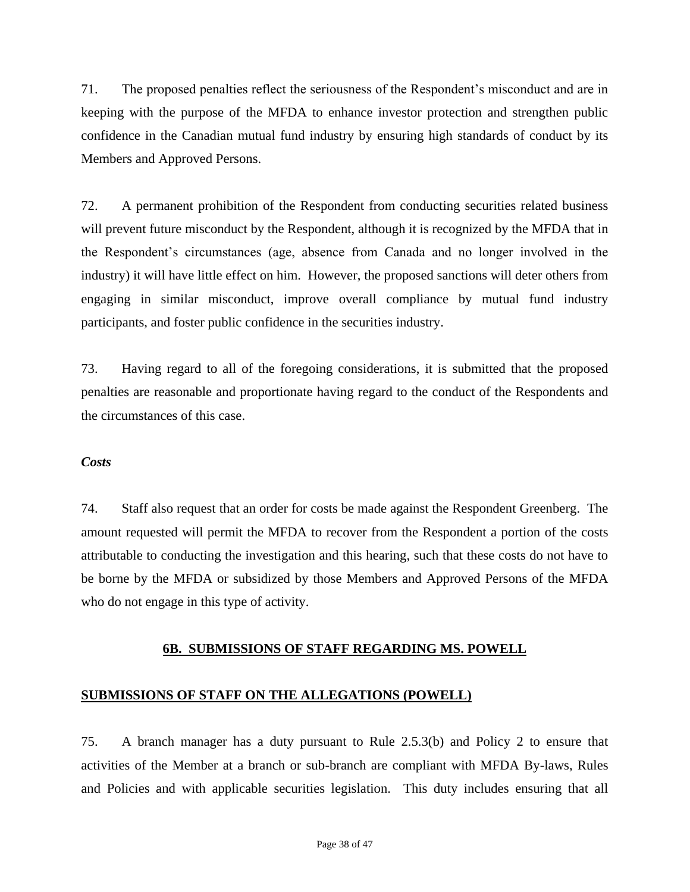71. The proposed penalties reflect the seriousness of the Respondent's misconduct and are in keeping with the purpose of the MFDA to enhance investor protection and strengthen public confidence in the Canadian mutual fund industry by ensuring high standards of conduct by its Members and Approved Persons.

72. A permanent prohibition of the Respondent from conducting securities related business will prevent future misconduct by the Respondent, although it is recognized by the MFDA that in the Respondent's circumstances (age, absence from Canada and no longer involved in the industry) it will have little effect on him. However, the proposed sanctions will deter others from engaging in similar misconduct, improve overall compliance by mutual fund industry participants, and foster public confidence in the securities industry.

73. Having regard to all of the foregoing considerations, it is submitted that the proposed penalties are reasonable and proportionate having regard to the conduct of the Respondents and the circumstances of this case.

***Costs***

74. Staff also request that an order for costs be made against the Respondent Greenberg. The amount requested will permit the MFDA to recover from the Respondent a portion of the costs attributable to conducting the investigation and this hearing, such that these costs do not have to be borne by the MFDA or subsidized by those Members and Approved Persons of the MFDA who do not engage in this type of activity.

## 6B. SUBMISSIONS OF STAFF REGARDING MS. POWELL

### SUBMISSIONS OF STAFF ON THE ALLEGATIONS (POWELL)

75. A branch manager has a duty pursuant to Rule 2.5.3(b) and Policy 2 to ensure that activities of the Member at a branch or sub-branch are compliant with MFDA By-laws, Rules and Policies and with applicable securities legislation. This duty includes ensuring that all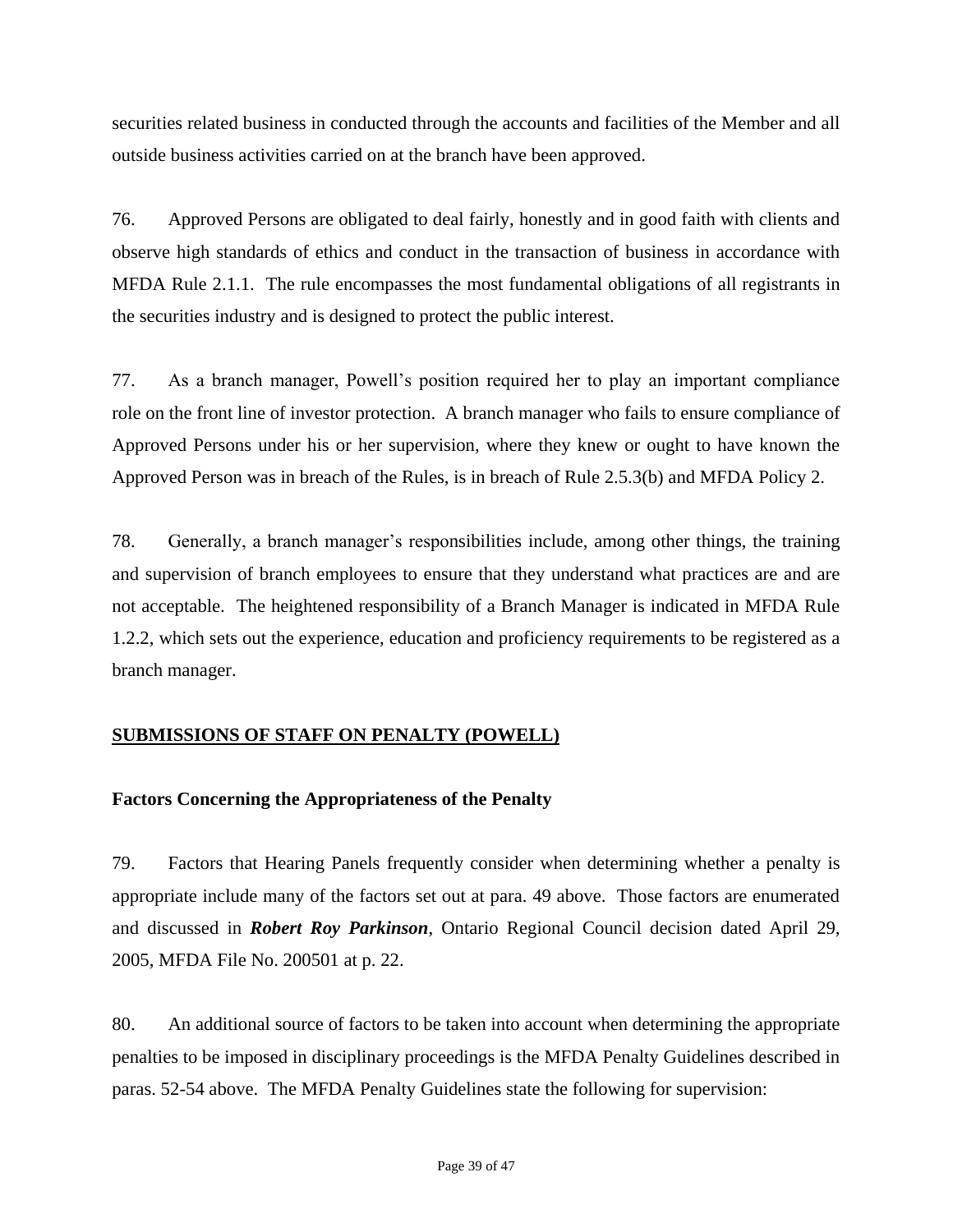securities related business in conducted through the accounts and facilities of the Member and all outside business activities carried on at the branch have been approved.

76. Approved Persons are obligated to deal fairly, honestly and in good faith with clients and observe high standards of ethics and conduct in the transaction of business in accordance with MFDA Rule 2.1.1. The rule encompasses the most fundamental obligations of all registrants in the securities industry and is designed to protect the public interest.

77. As a branch manager, Powell's position required her to play an important compliance role on the front line of investor protection. A branch manager who fails to ensure compliance of Approved Persons under his or her supervision, where they knew or ought to have known the Approved Person was in breach of the Rules, is in breach of Rule 2.5.3(b) and MFDA Policy 2.

78. Generally, a branch manager's responsibilities include, among other things, the training and supervision of branch employees to ensure that they understand what practices are and are not acceptable. The heightened responsibility of a Branch Manager is indicated in MFDA Rule 1.2.2, which sets out the experience, education and proficiency requirements to be registered as a branch manager.

## SUBMISSIONS OF STAFF ON PENALTY (POWELL)

### Factors Concerning the Appropriateness of the Penalty

79. Factors that Hearing Panels frequently consider when determining whether a penalty is appropriate include many of the factors set out at para. 49 above. Those factors are enumerated and discussed in ***Robert Roy Parkinson***, Ontario Regional Council decision dated April 29, 2005, MFDA File No. 200501 at p. 22.

80. An additional source of factors to be taken into account when determining the appropriate penalties to be imposed in disciplinary proceedings is the MFDA Penalty Guidelines described in paras. 52-54 above. The MFDA Penalty Guidelines state the following for supervision: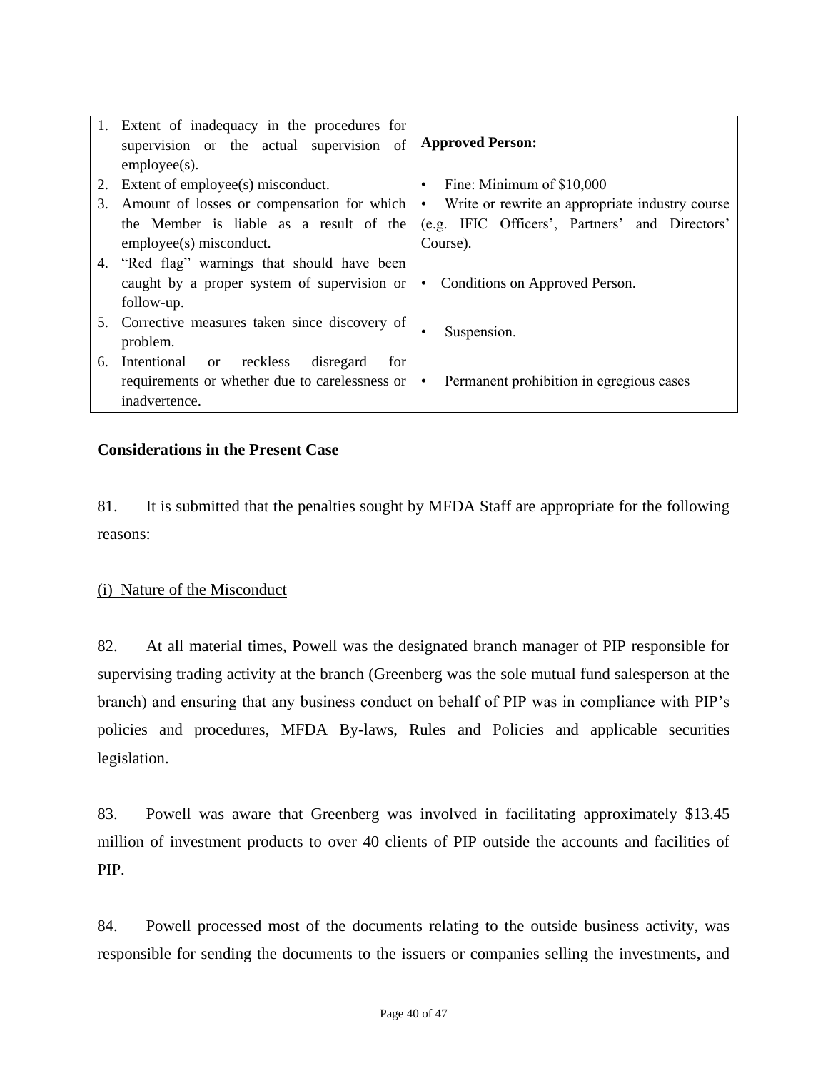| | |
|---|---|
| 1. Extent of inadequacy in the procedures for supervision or the actual supervision of employee(s).<br>2. Extent of employee(s) misconduct.<br>3. Amount of losses or compensation for which the Member is liable as a result of the employee(s) misconduct.<br>4. "Red flag" warnings that should have been caught by a proper system of supervision or follow-up.<br>5. Corrective measures taken since discovery of problem.<br>6. Intentional or reckless disregard for requirements or whether due to carelessness or inadvertence. | **Approved Person:**<br>• Fine: Minimum of $10,000<br>• Write or rewrite an appropriate industry course (e.g. IFIC Officers', Partners' and Directors' Course).<br>• Conditions on Approved Person.<br>• Suspension.<br>• Permanent prohibition in egregious cases |

**Considerations in the Present Case**

81. It is submitted that the penalties sought by MFDA Staff are appropriate for the following reasons:

(i) Nature of the Misconduct

82. At all material times, Powell was the designated branch manager of PIP responsible for supervising trading activity at the branch (Greenberg was the sole mutual fund salesperson at the branch) and ensuring that any business conduct on behalf of PIP was in compliance with PIP's policies and procedures, MFDA By-laws, Rules and Policies and applicable securities legislation.

83. Powell was aware that Greenberg was involved in facilitating approximately $13.45 million of investment products to over 40 clients of PIP outside the accounts and facilities of PIP.

84. Powell processed most of the documents relating to the outside business activity, was responsible for sending the documents to the issuers or companies selling the investments, and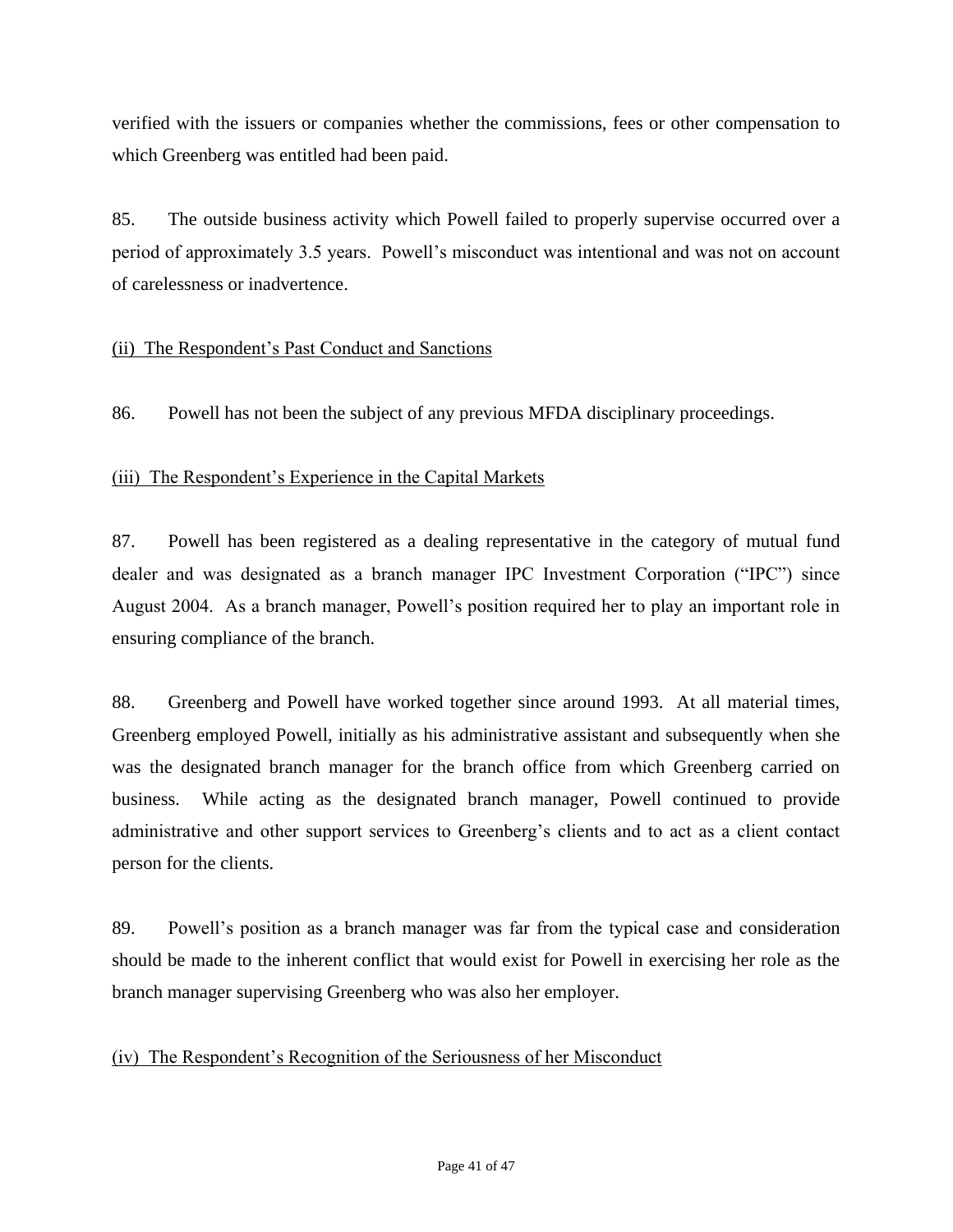verified with the issuers or companies whether the commissions, fees or other compensation to which Greenberg was entitled had been paid.

85. The outside business activity which Powell failed to properly supervise occurred over a period of approximately 3.5 years. Powell's misconduct was intentional and was not on account of carelessness or inadvertence.

<u>(ii) The Respondent's Past Conduct and Sanctions</u>

86. Powell has not been the subject of any previous MFDA disciplinary proceedings.

<u>(iii) The Respondent's Experience in the Capital Markets</u>

87. Powell has been registered as a dealing representative in the category of mutual fund dealer and was designated as a branch manager IPC Investment Corporation ("IPC") since August 2004. As a branch manager, Powell's position required her to play an important role in ensuring compliance of the branch.

88. Greenberg and Powell have worked together since around 1993. At all material times, Greenberg employed Powell, initially as his administrative assistant and subsequently when she was the designated branch manager for the branch office from which Greenberg carried on business. While acting as the designated branch manager, Powell continued to provide administrative and other support services to Greenberg's clients and to act as a client contact person for the clients.

89. Powell's position as a branch manager was far from the typical case and consideration should be made to the inherent conflict that would exist for Powell in exercising her role as the branch manager supervising Greenberg who was also her employer.

<u>(iv) The Respondent's Recognition of the Seriousness of her Misconduct</u>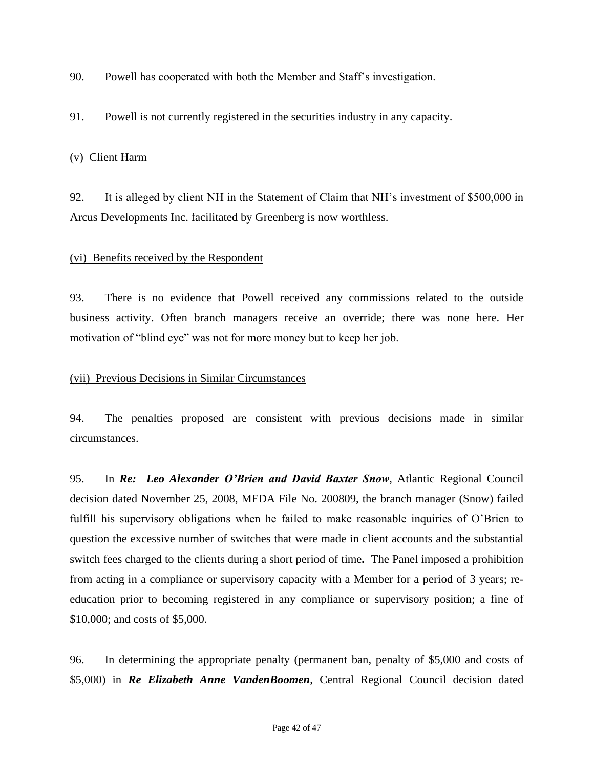90. Powell has cooperated with both the Member and Staff's investigation.

91. Powell is not currently registered in the securities industry in any capacity.

<u>(v) Client Harm</u>

92. It is alleged by client NH in the Statement of Claim that NH's investment of $500,000 in Arcus Developments Inc. facilitated by Greenberg is now worthless.

<u>(vi) Benefits received by the Respondent</u>

93. There is no evidence that Powell received any commissions related to the outside business activity. Often branch managers receive an override; there was none here. Her motivation of "blind eye" was not for more money but to keep her job.

<u>(vii) Previous Decisions in Similar Circumstances</u>

94. The penalties proposed are consistent with previous decisions made in similar circumstances.

95. In ***Re: Leo Alexander O'Brien and David Baxter Snow***, Atlantic Regional Council decision dated November 25, 2008, MFDA File No. 200809, the branch manager (Snow) failed fulfill his supervisory obligations when he failed to make reasonable inquiries of O'Brien to question the excessive number of switches that were made in client accounts and the substantial switch fees charged to the clients during a short period of time**.** The Panel imposed a prohibition from acting in a compliance or supervisory capacity with a Member for a period of 3 years; re-education prior to becoming registered in any compliance or supervisory position; a fine of $10,000; and costs of $5,000.

96. In determining the appropriate penalty (permanent ban, penalty of $5,000 and costs of $5,000) in ***Re Elizabeth Anne VandenBoomen***, Central Regional Council decision dated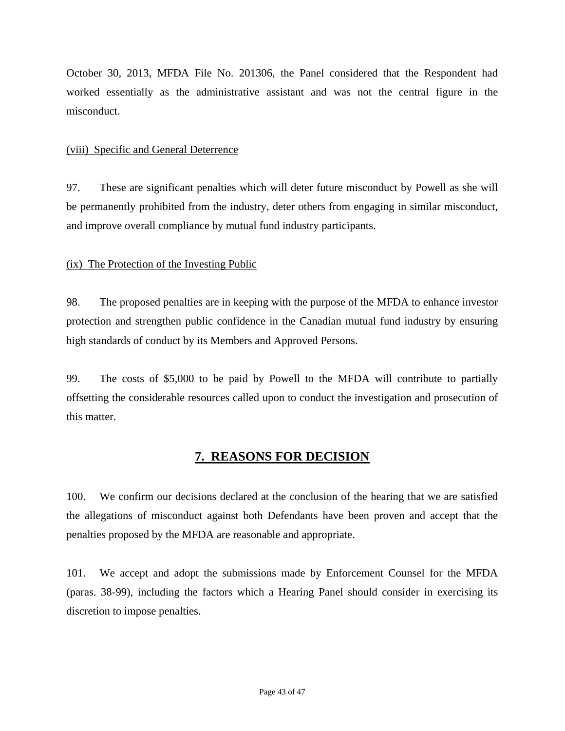October 30, 2013, MFDA File No. 201306, the Panel considered that the Respondent had worked essentially as the administrative assistant and was not the central figure in the misconduct.

<u>(viii) Specific and General Deterrence</u>

97. These are significant penalties which will deter future misconduct by Powell as she will be permanently prohibited from the industry, deter others from engaging in similar misconduct, and improve overall compliance by mutual fund industry participants.

<u>(ix) The Protection of the Investing Public</u>

98. The proposed penalties are in keeping with the purpose of the MFDA to enhance investor protection and strengthen public confidence in the Canadian mutual fund industry by ensuring high standards of conduct by its Members and Approved Persons.

99. The costs of $5,000 to be paid by Powell to the MFDA will contribute to partially offsetting the considerable resources called upon to conduct the investigation and prosecution of this matter.

## 7. REASONS FOR DECISION

100. We confirm our decisions declared at the conclusion of the hearing that we are satisfied the allegations of misconduct against both Defendants have been proven and accept that the penalties proposed by the MFDA are reasonable and appropriate.

101. We accept and adopt the submissions made by Enforcement Counsel for the MFDA (paras. 38-99), including the factors which a Hearing Panel should consider in exercising its discretion to impose penalties.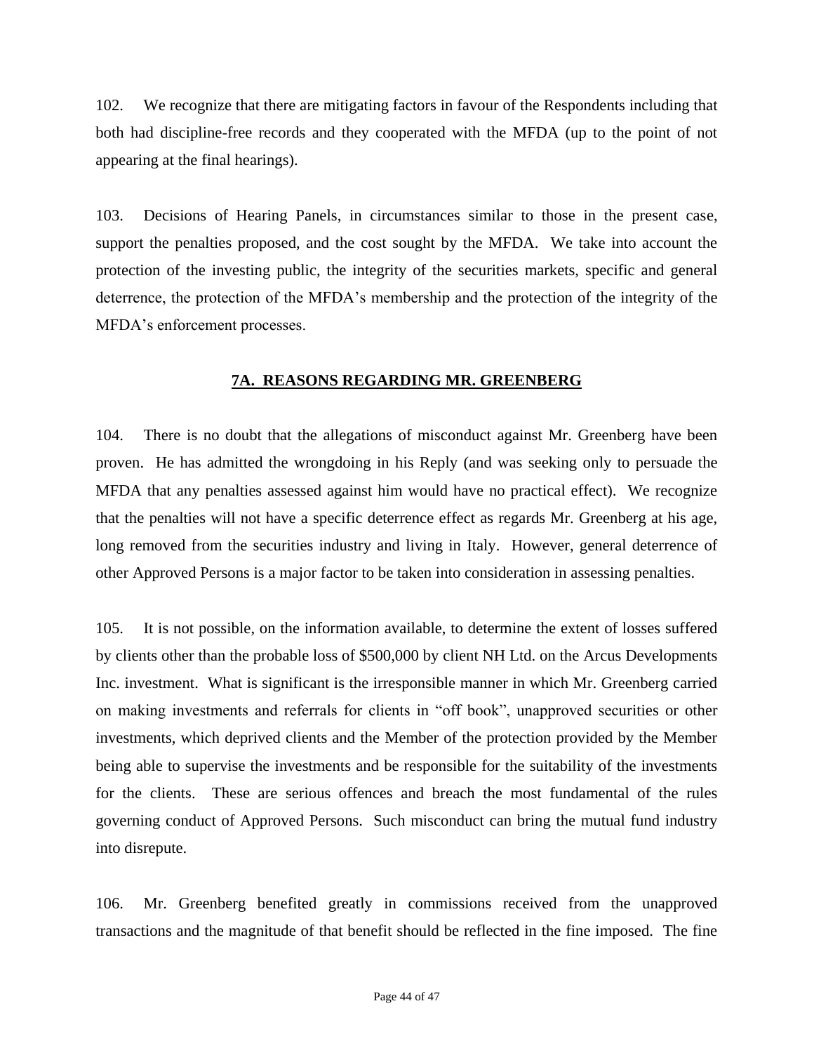102. We recognize that there are mitigating factors in favour of the Respondents including that both had discipline-free records and they cooperated with the MFDA (up to the point of not appearing at the final hearings).

103. Decisions of Hearing Panels, in circumstances similar to those in the present case, support the penalties proposed, and the cost sought by the MFDA. We take into account the protection of the investing public, the integrity of the securities markets, specific and general deterrence, the protection of the MFDA's membership and the protection of the integrity of the MFDA's enforcement processes.

## 7A. REASONS REGARDING MR. GREENBERG

104. There is no doubt that the allegations of misconduct against Mr. Greenberg have been proven. He has admitted the wrongdoing in his Reply (and was seeking only to persuade the MFDA that any penalties assessed against him would have no practical effect). We recognize that the penalties will not have a specific deterrence effect as regards Mr. Greenberg at his age, long removed from the securities industry and living in Italy. However, general deterrence of other Approved Persons is a major factor to be taken into consideration in assessing penalties.

105. It is not possible, on the information available, to determine the extent of losses suffered by clients other than the probable loss of $500,000 by client NH Ltd. on the Arcus Developments Inc. investment. What is significant is the irresponsible manner in which Mr. Greenberg carried on making investments and referrals for clients in "off book", unapproved securities or other investments, which deprived clients and the Member of the protection provided by the Member being able to supervise the investments and be responsible for the suitability of the investments for the clients. These are serious offences and breach the most fundamental of the rules governing conduct of Approved Persons. Such misconduct can bring the mutual fund industry into disrepute.

106. Mr. Greenberg benefited greatly in commissions received from the unapproved transactions and the magnitude of that benefit should be reflected in the fine imposed. The fine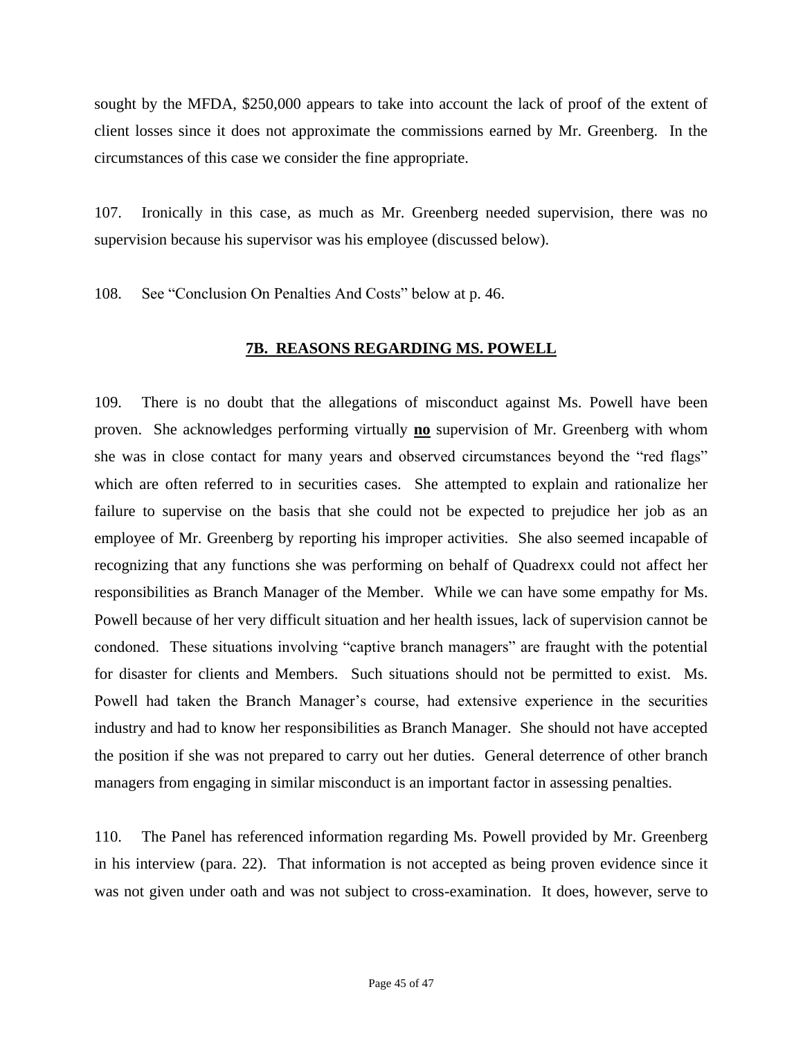sought by the MFDA, $250,000 appears to take into account the lack of proof of the extent of client losses since it does not approximate the commissions earned by Mr. Greenberg. In the circumstances of this case we consider the fine appropriate.

107. Ironically in this case, as much as Mr. Greenberg needed supervision, there was no supervision because his supervisor was his employee (discussed below).

108. See "Conclusion On Penalties And Costs" below at p. 46.

## 7B. REASONS REGARDING MS. POWELL

109. There is no doubt that the allegations of misconduct against Ms. Powell have been proven. She acknowledges performing virtually **no** supervision of Mr. Greenberg with whom she was in close contact for many years and observed circumstances beyond the "red flags" which are often referred to in securities cases. She attempted to explain and rationalize her failure to supervise on the basis that she could not be expected to prejudice her job as an employee of Mr. Greenberg by reporting his improper activities. She also seemed incapable of recognizing that any functions she was performing on behalf of Quadrexx could not affect her responsibilities as Branch Manager of the Member. While we can have some empathy for Ms. Powell because of her very difficult situation and her health issues, lack of supervision cannot be condoned. These situations involving "captive branch managers" are fraught with the potential for disaster for clients and Members. Such situations should not be permitted to exist. Ms. Powell had taken the Branch Manager's course, had extensive experience in the securities industry and had to know her responsibilities as Branch Manager. She should not have accepted the position if she was not prepared to carry out her duties. General deterrence of other branch managers from engaging in similar misconduct is an important factor in assessing penalties.

110. The Panel has referenced information regarding Ms. Powell provided by Mr. Greenberg in his interview (para. 22). That information is not accepted as being proven evidence since it was not given under oath and was not subject to cross-examination. It does, however, serve to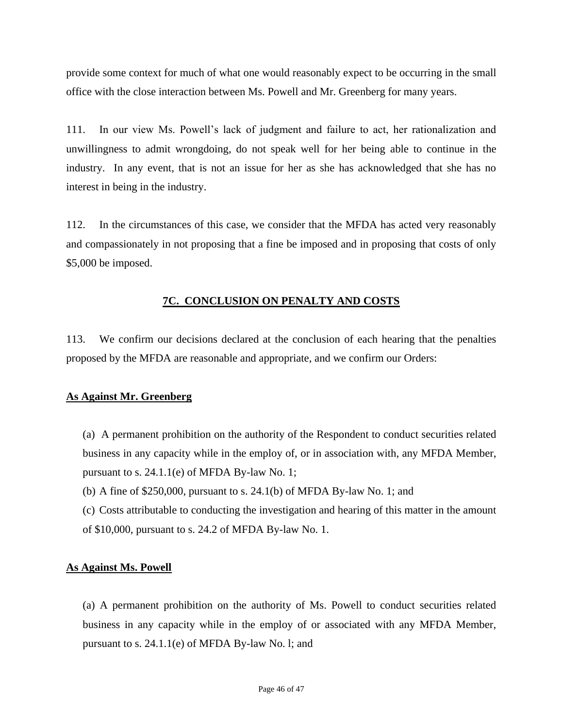provide some context for much of what one would reasonably expect to be occurring in the small office with the close interaction between Ms. Powell and Mr. Greenberg for many years.

111. In our view Ms. Powell's lack of judgment and failure to act, her rationalization and unwillingness to admit wrongdoing, do not speak well for her being able to continue in the industry. In any event, that is not an issue for her as she has acknowledged that she has no interest in being in the industry.

112. In the circumstances of this case, we consider that the MFDA has acted very reasonably and compassionately in not proposing that a fine be imposed and in proposing that costs of only $5,000 be imposed.

## 7C. CONCLUSION ON PENALTY AND COSTS

113. We confirm our decisions declared at the conclusion of each hearing that the penalties proposed by the MFDA are reasonable and appropriate, and we confirm our Orders:

**As Against Mr. Greenberg**

(a) A permanent prohibition on the authority of the Respondent to conduct securities related business in any capacity while in the employ of, or in association with, any MFDA Member, pursuant to s. 24.1.1(e) of MFDA By-law No. 1;

(b) A fine of $250,000, pursuant to s. 24.1(b) of MFDA By-law No. 1; and

(c) Costs attributable to conducting the investigation and hearing of this matter in the amount of $10,000, pursuant to s. 24.2 of MFDA By-law No. 1.

**As Against Ms. Powell**

(a) A permanent prohibition on the authority of Ms. Powell to conduct securities related business in any capacity while in the employ of or associated with any MFDA Member, pursuant to s. 24.1.1(e) of MFDA By-law No. l; and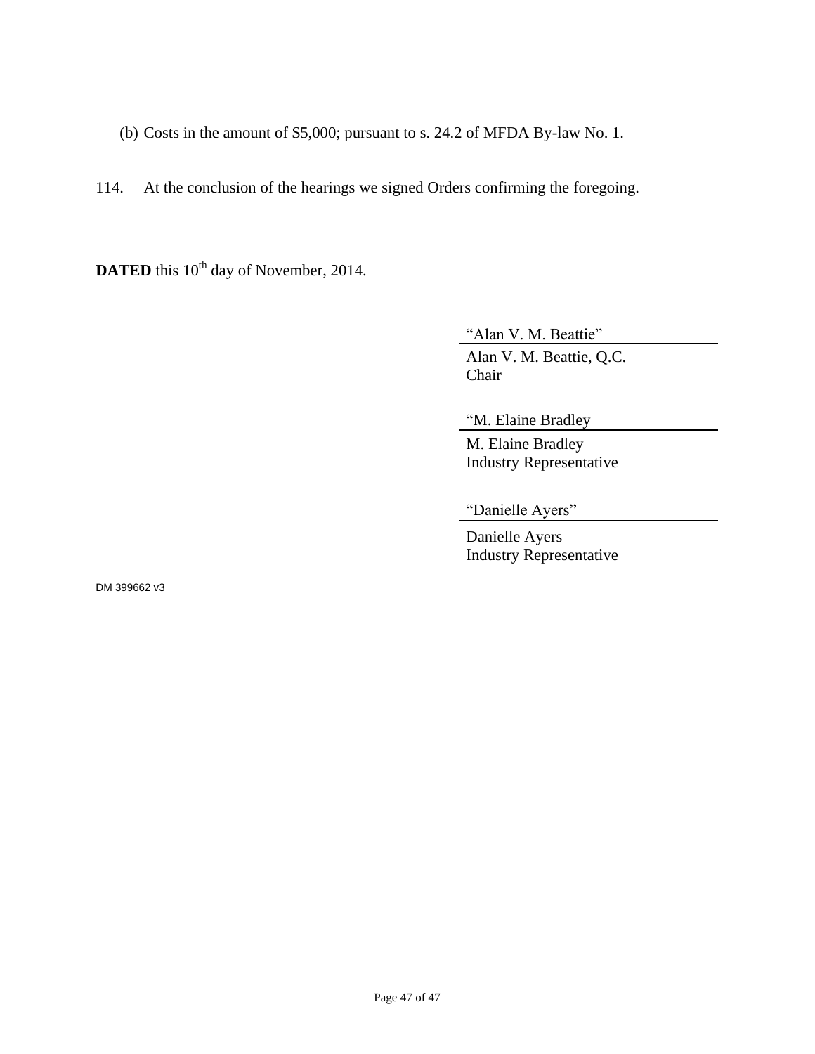(b) Costs in the amount of $5,000; pursuant to s. 24.2 of MFDA By-law No. 1.

114. At the conclusion of the hearings we signed Orders confirming the foregoing.

**DATED** this 10th day of November, 2014.

"Alan V. M. Beattie"
Alan V. M. Beattie, Q.C.
Chair

"M. Elaine Bradley
M. Elaine Bradley
Industry Representative

"Danielle Ayers"
Danielle Ayers
Industry Representative

DM 399662 v3